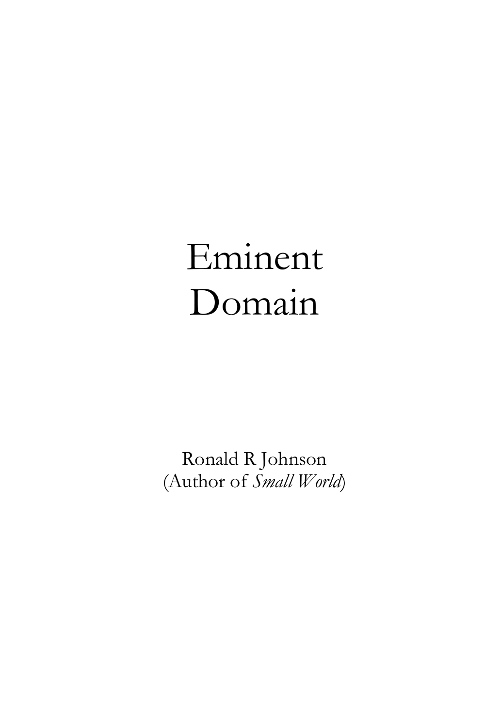# Eminent Domain

Ronald R Johnson
(Author of *Small World*)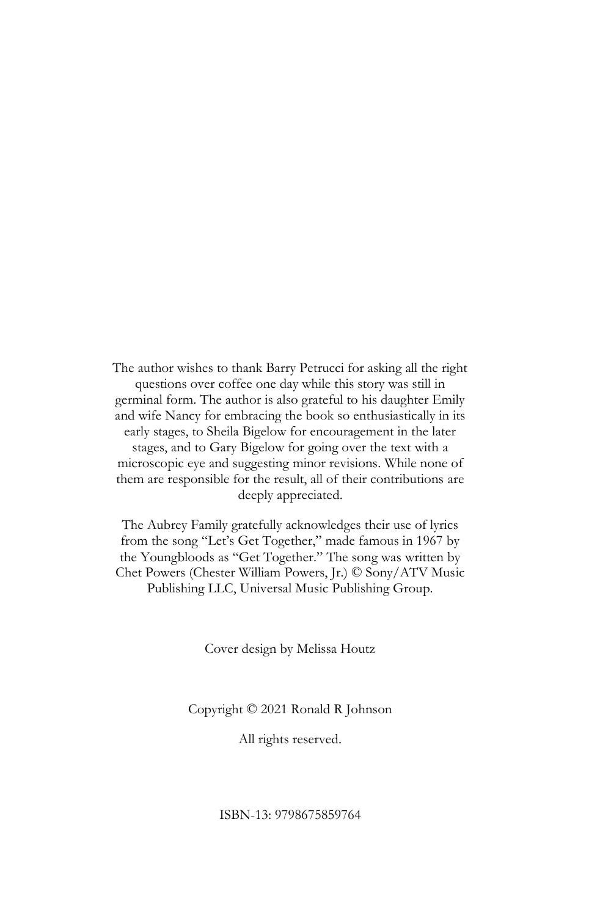The author wishes to thank Barry Petrucci for asking all the right questions over coffee one day while this story was still in germinal form. The author is also grateful to his daughter Emily and wife Nancy for embracing the book so enthusiastically in its early stages, to Sheila Bigelow for encouragement in the later stages, and to Gary Bigelow for going over the text with a microscopic eye and suggesting minor revisions. While none of them are responsible for the result, all of their contributions are deeply appreciated.

The Aubrey Family gratefully acknowledges their use of lyrics from the song "Let's Get Together," made famous in 1967 by the Youngbloods as "Get Together." The song was written by Chet Powers (Chester William Powers, Jr.) © Sony/ATV Music Publishing LLC, Universal Music Publishing Group.

Cover design by Melissa Houtz

Copyright © 2021 Ronald R Johnson

All rights reserved.

ISBN-13: 9798675859764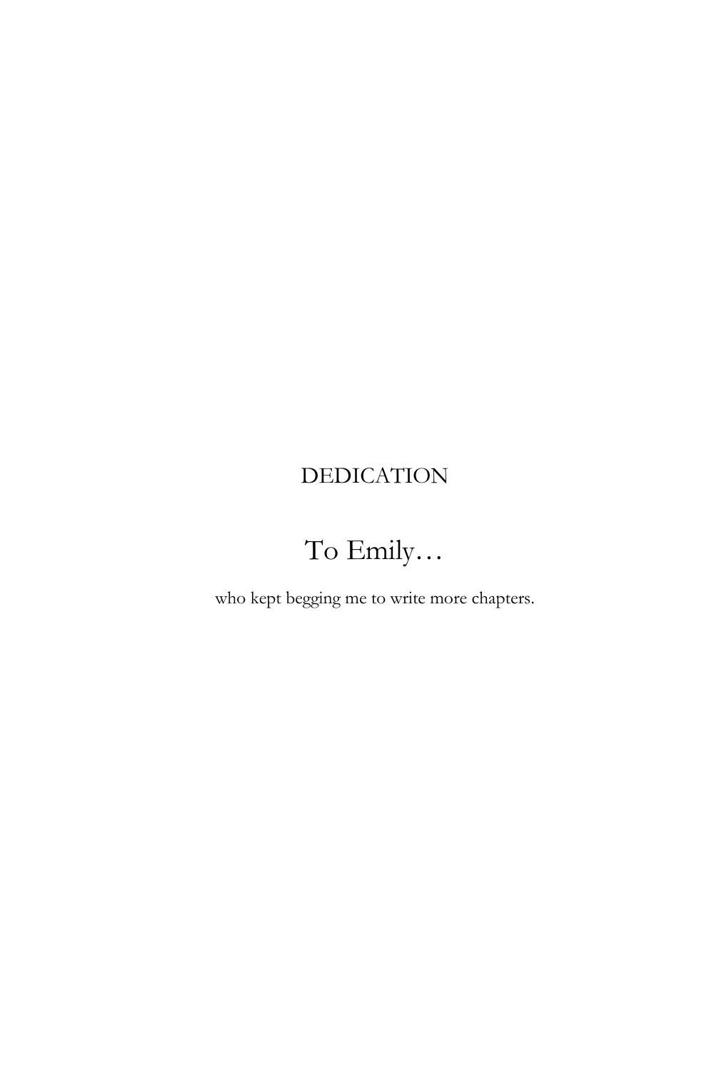# DEDICATION

To Emily…

who kept begging me to write more chapters.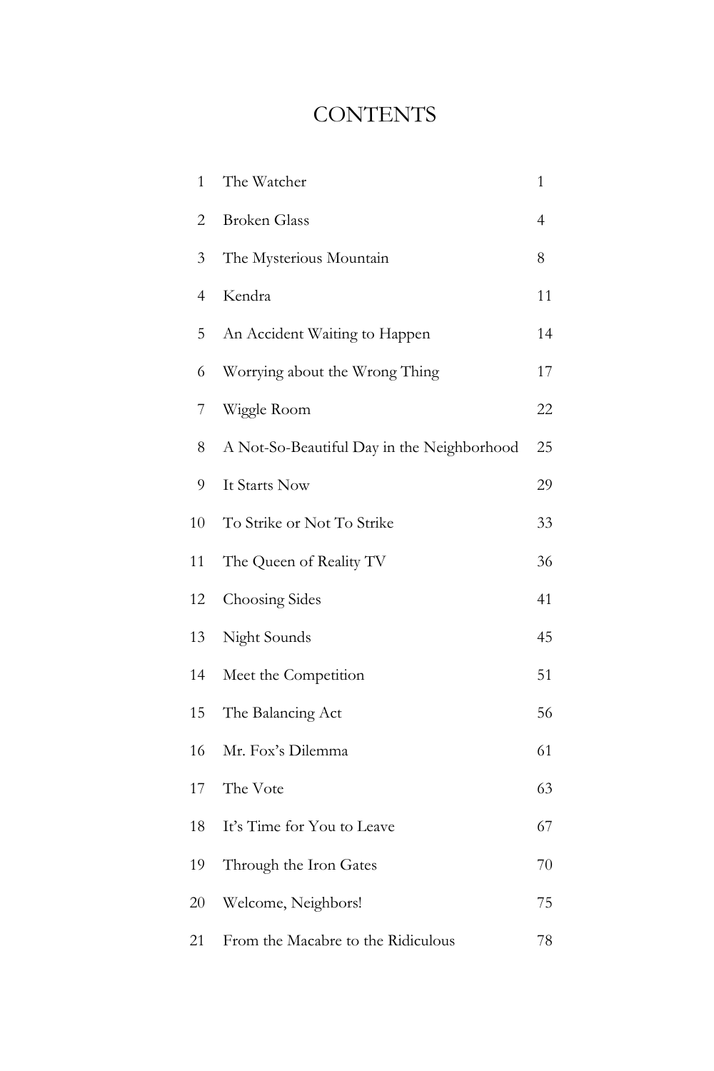# CONTENTS

| | | |
|---|---|---|
| 1 | The Watcher | 1 |
| 2 | Broken Glass | 4 |
| 3 | The Mysterious Mountain | 8 |
| 4 | Kendra | 11 |
| 5 | An Accident Waiting to Happen | 14 |
| 6 | Worrying about the Wrong Thing | 17 |
| 7 | Wiggle Room | 22 |
| 8 | A Not-So-Beautiful Day in the Neighborhood | 25 |
| 9 | It Starts Now | 29 |
| 10 | To Strike or Not To Strike | 33 |
| 11 | The Queen of Reality TV | 36 |
| 12 | Choosing Sides | 41 |
| 13 | Night Sounds | 45 |
| 14 | Meet the Competition | 51 |
| 15 | The Balancing Act | 56 |
| 16 | Mr. Fox's Dilemma | 61 |
| 17 | The Vote | 63 |
| 18 | It's Time for You to Leave | 67 |
| 19 | Through the Iron Gates | 70 |
| 20 | Welcome, Neighbors! | 75 |
| 21 | From the Macabre to the Ridiculous | 78 |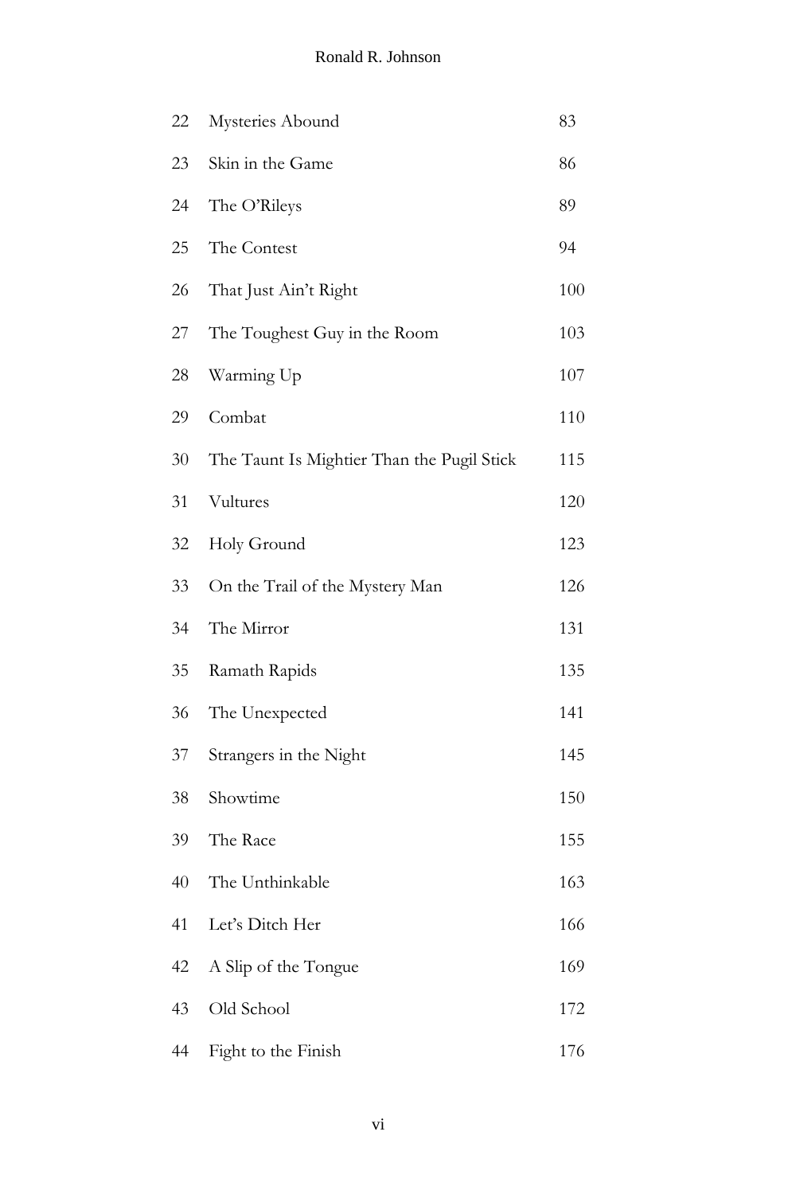| | | |
|---|---|---|
| 22 | Mysteries Abound | 83 |
| 23 | Skin in the Game | 86 |
| 24 | The O'Rileys | 89 |
| 25 | The Contest | 94 |
| 26 | That Just Ain't Right | 100 |
| 27 | The Toughest Guy in the Room | 103 |
| 28 | Warming Up | 107 |
| 29 | Combat | 110 |
| 30 | The Taunt Is Mightier Than the Pugil Stick | 115 |
| 31 | Vultures | 120 |
| 32 | Holy Ground | 123 |
| 33 | On the Trail of the Mystery Man | 126 |
| 34 | The Mirror | 131 |
| 35 | Ramath Rapids | 135 |
| 36 | The Unexpected | 141 |
| 37 | Strangers in the Night | 145 |
| 38 | Showtime | 150 |
| 39 | The Race | 155 |
| 40 | The Unthinkable | 163 |
| 41 | Let's Ditch Her | 166 |
| 42 | A Slip of the Tongue | 169 |
| 43 | Old School | 172 |
| 44 | Fight to the Finish | 176 |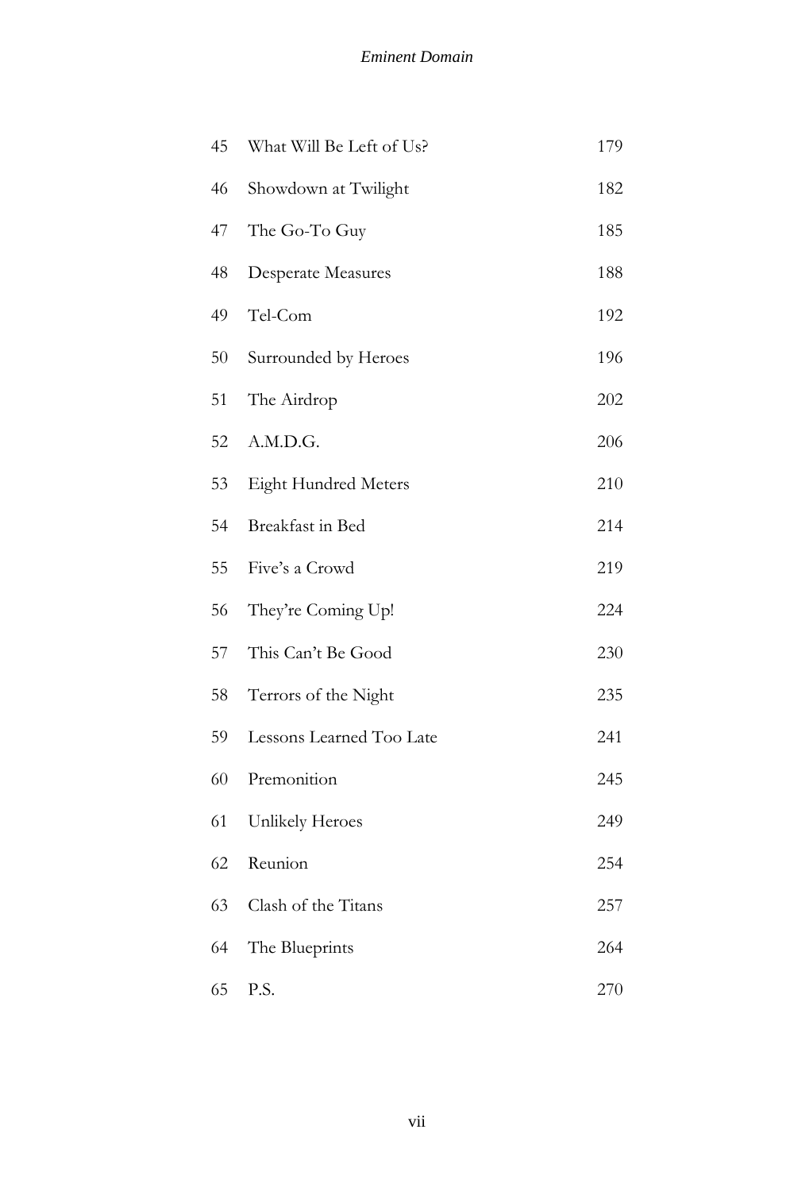| | | |
|---|---|---|
| 45 | What Will Be Left of Us? | 179 |
| 46 | Showdown at Twilight | 182 |
| 47 | The Go-To Guy | 185 |
| 48 | Desperate Measures | 188 |
| 49 | Tel-Com | 192 |
| 50 | Surrounded by Heroes | 196 |
| 51 | The Airdrop | 202 |
| 52 | A.M.D.G. | 206 |
| 53 | Eight Hundred Meters | 210 |
| 54 | Breakfast in Bed | 214 |
| 55 | Five's a Crowd | 219 |
| 56 | They're Coming Up! | 224 |
| 57 | This Can't Be Good | 230 |
| 58 | Terrors of the Night | 235 |
| 59 | Lessons Learned Too Late | 241 |
| 60 | Premonition | 245 |
| 61 | Unlikely Heroes | 249 |
| 62 | Reunion | 254 |
| 63 | Clash of the Titans | 257 |
| 64 | The Blueprints | 264 |
| 65 | P.S. | 270 |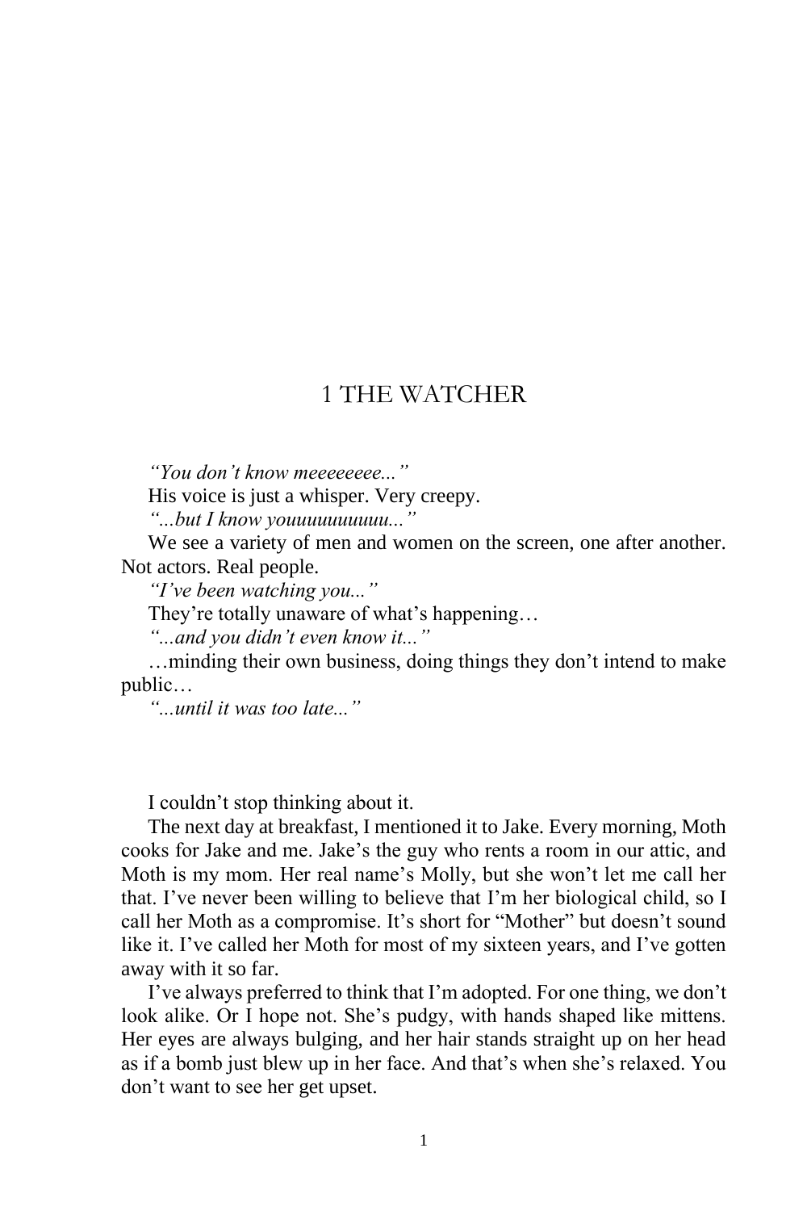# 1 THE WATCHER

*"You don't know meeeeeeee..."*

His voice is just a whisper. Very creepy.

*"...but I know youuuuuuuuuu..."*

We see a variety of men and women on the screen, one after another. Not actors. Real people.

*"I've been watching you..."*

They're totally unaware of what's happening…

*"...and you didn't even know it..."*

…minding their own business, doing things they don't intend to make public…

*"...until it was too late..."*

I couldn't stop thinking about it.

The next day at breakfast, I mentioned it to Jake. Every morning, Moth cooks for Jake and me. Jake's the guy who rents a room in our attic, and Moth is my mom. Her real name's Molly, but she won't let me call her that. I've never been willing to believe that I'm her biological child, so I call her Moth as a compromise. It's short for "Mother" but doesn't sound like it. I've called her Moth for most of my sixteen years, and I've gotten away with it so far.

I've always preferred to think that I'm adopted. For one thing, we don't look alike. Or I hope not. She's pudgy, with hands shaped like mittens. Her eyes are always bulging, and her hair stands straight up on her head as if a bomb just blew up in her face. And that's when she's relaxed. You don't want to see her get upset.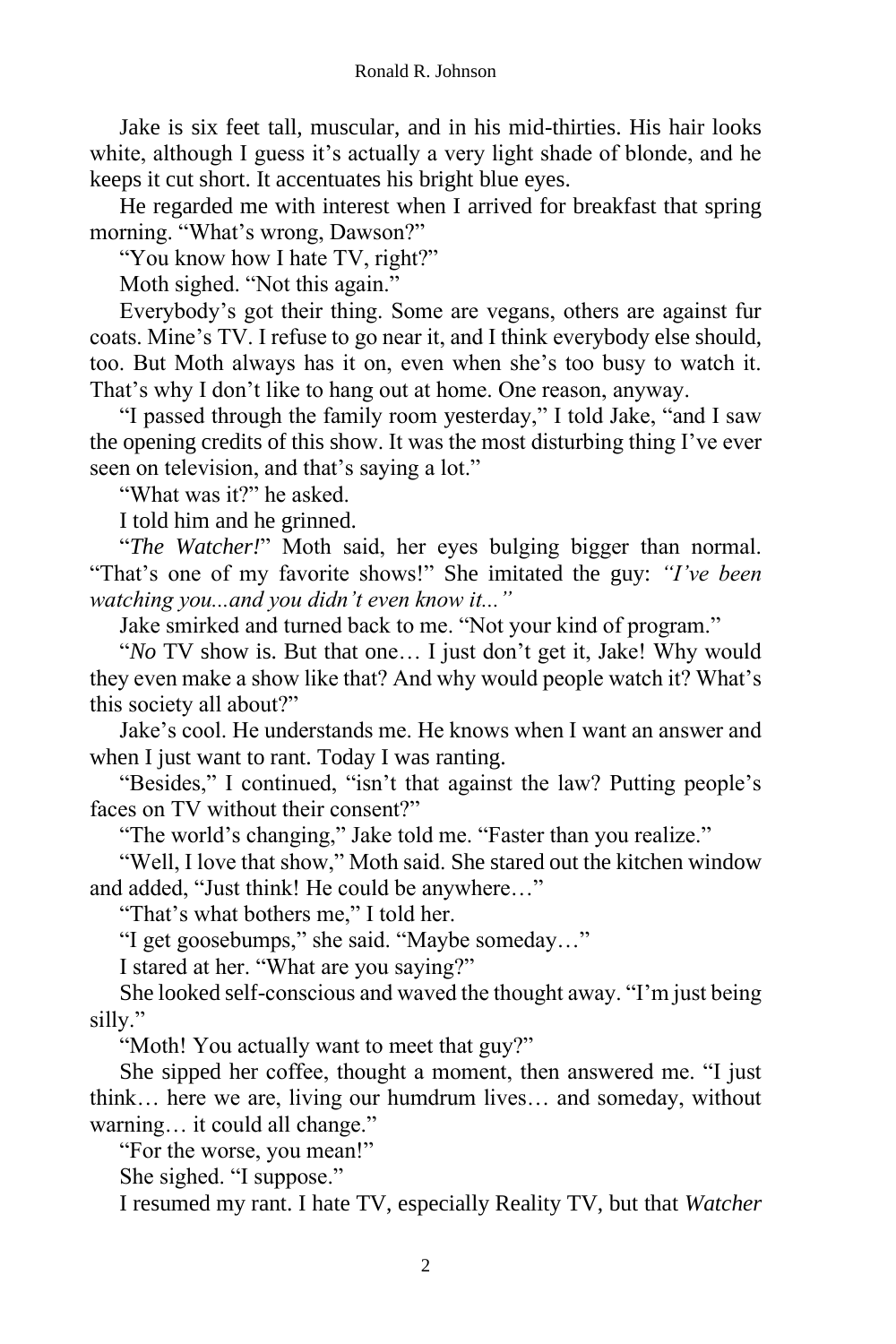Jake is six feet tall, muscular, and in his mid-thirties. His hair looks white, although I guess it's actually a very light shade of blonde, and he keeps it cut short. It accentuates his bright blue eyes.

He regarded me with interest when I arrived for breakfast that spring morning. "What's wrong, Dawson?"

"You know how I hate TV, right?"

Moth sighed. "Not this again."

Everybody's got their thing. Some are vegans, others are against fur coats. Mine's TV. I refuse to go near it, and I think everybody else should, too. But Moth always has it on, even when she's too busy to watch it. That's why I don't like to hang out at home. One reason, anyway.

"I passed through the family room yesterday," I told Jake, "and I saw the opening credits of this show. It was the most disturbing thing I've ever seen on television, and that's saying a lot."

"What was it?" he asked.

I told him and he grinned.

"*The Watcher!*" Moth said, her eyes bulging bigger than normal. "That's one of my favorite shows!" She imitated the guy: *"I've been watching you...and you didn't even know it..."*

Jake smirked and turned back to me. "Not your kind of program."

"*No* TV show is. But that one… I just don't get it, Jake! Why would they even make a show like that? And why would people watch it? What's this society all about?"

Jake's cool. He understands me. He knows when I want an answer and when I just want to rant. Today I was ranting.

"Besides," I continued, "isn't that against the law? Putting people's faces on TV without their consent?"

"The world's changing," Jake told me. "Faster than you realize."

"Well, I love that show," Moth said. She stared out the kitchen window and added, "Just think! He could be anywhere…"

"That's what bothers me," I told her.

"I get goosebumps," she said. "Maybe someday…"

I stared at her. "What are you saying?"

She looked self-conscious and waved the thought away. "I'm just being silly."

"Moth! You actually want to meet that guy?"

She sipped her coffee, thought a moment, then answered me. "I just think… here we are, living our humdrum lives… and someday, without warning… it could all change."

"For the worse, you mean!"

She sighed. "I suppose."

I resumed my rant. I hate TV, especially Reality TV, but that *Watcher*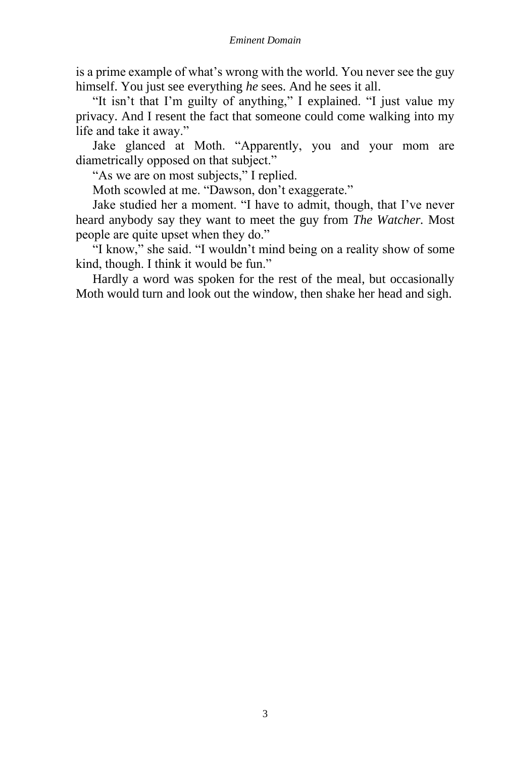is a prime example of what's wrong with the world. You never see the guy himself. You just see everything *he* sees. And he sees it all.

"It isn't that I'm guilty of anything," I explained. "I just value my privacy. And I resent the fact that someone could come walking into my life and take it away."

Jake glanced at Moth. "Apparently, you and your mom are diametrically opposed on that subject."

"As we are on most subjects," I replied.

Moth scowled at me. "Dawson, don't exaggerate."

Jake studied her a moment. "I have to admit, though, that I've never heard anybody say they want to meet the guy from *The Watcher*. Most people are quite upset when they do."

"I know," she said. "I wouldn't mind being on a reality show of some kind, though. I think it would be fun."

Hardly a word was spoken for the rest of the meal, but occasionally Moth would turn and look out the window, then shake her head and sigh.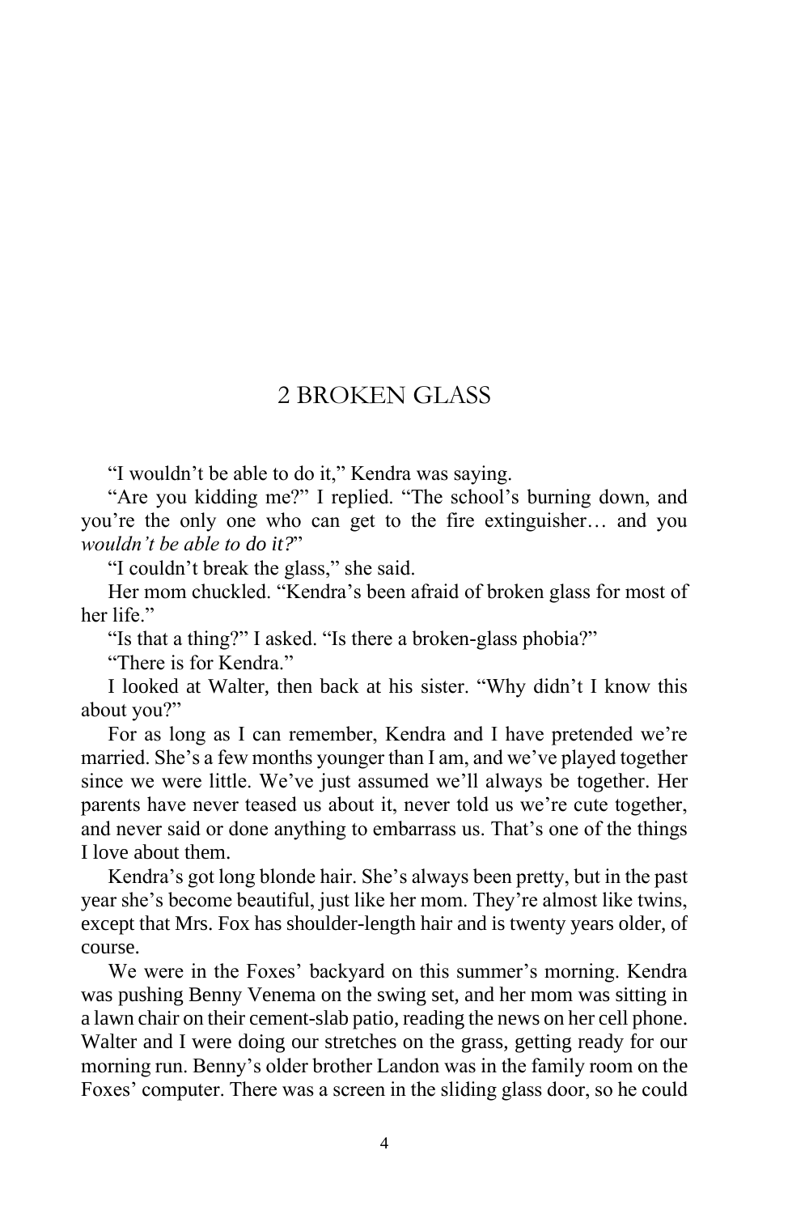# 2 BROKEN GLASS

"I wouldn't be able to do it," Kendra was saying.

"Are you kidding me?" I replied. "The school's burning down, and you're the only one who can get to the fire extinguisher… and you *wouldn't be able to do it?*"

"I couldn't break the glass," she said.

Her mom chuckled. "Kendra's been afraid of broken glass for most of her life."

"Is that a thing?" I asked. "Is there a broken-glass phobia?"

"There is for Kendra."

I looked at Walter, then back at his sister. "Why didn't I know this about you?"

For as long as I can remember, Kendra and I have pretended we're married. She's a few months younger than I am, and we've played together since we were little. We've just assumed we'll always be together. Her parents have never teased us about it, never told us we're cute together, and never said or done anything to embarrass us. That's one of the things I love about them.

Kendra's got long blonde hair. She's always been pretty, but in the past year she's become beautiful, just like her mom. They're almost like twins, except that Mrs. Fox has shoulder-length hair and is twenty years older, of course.

We were in the Foxes' backyard on this summer's morning. Kendra was pushing Benny Venema on the swing set, and her mom was sitting in a lawn chair on their cement-slab patio, reading the news on her cell phone. Walter and I were doing our stretches on the grass, getting ready for our morning run. Benny's older brother Landon was in the family room on the Foxes' computer. There was a screen in the sliding glass door, so he could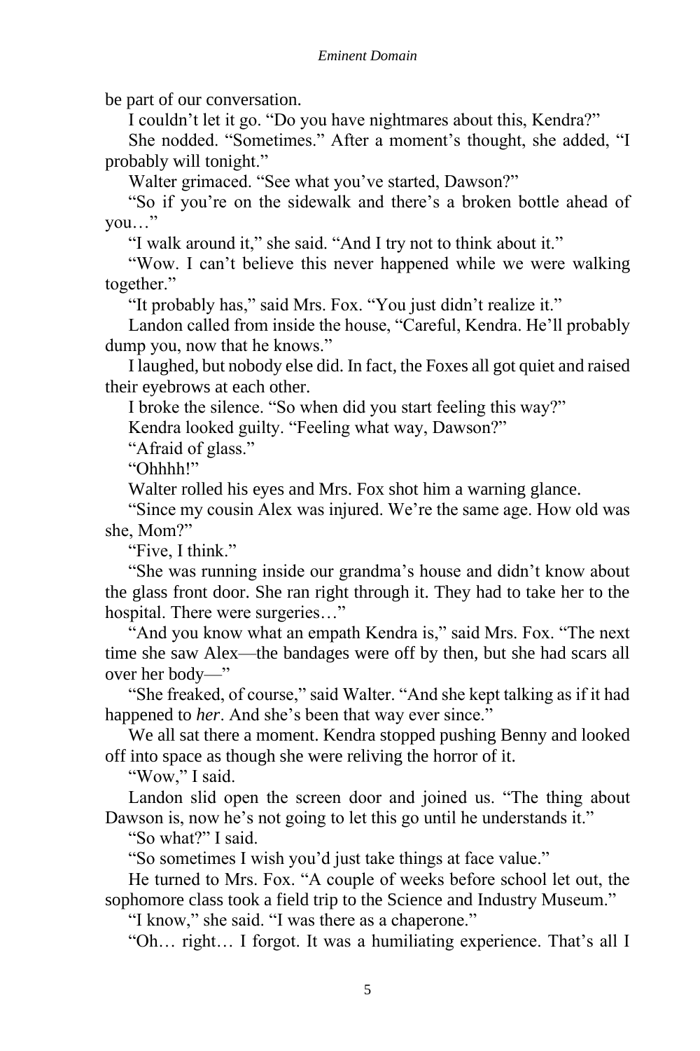be part of our conversation.

I couldn't let it go. "Do you have nightmares about this, Kendra?"

She nodded. "Sometimes." After a moment's thought, she added, "I probably will tonight."

Walter grimaced. "See what you've started, Dawson?"

"So if you're on the sidewalk and there's a broken bottle ahead of you…"

"I walk around it," she said. "And I try not to think about it."

"Wow. I can't believe this never happened while we were walking together."

"It probably has," said Mrs. Fox. "You just didn't realize it."

Landon called from inside the house, "Careful, Kendra. He'll probably dump you, now that he knows."

I laughed, but nobody else did. In fact, the Foxes all got quiet and raised their eyebrows at each other.

I broke the silence. "So when did you start feeling this way?"

Kendra looked guilty. "Feeling what way, Dawson?"

"Afraid of glass."

"Ohhhh!"

Walter rolled his eyes and Mrs. Fox shot him a warning glance.

"Since my cousin Alex was injured. We're the same age. How old was she, Mom?"

"Five, I think."

"She was running inside our grandma's house and didn't know about the glass front door. She ran right through it. They had to take her to the hospital. There were surgeries…"

"And you know what an empath Kendra is," said Mrs. Fox. "The next time she saw Alex—the bandages were off by then, but she had scars all over her body—"

"She freaked, of course," said Walter. "And she kept talking as if it had happened to *her*. And she's been that way ever since."

We all sat there a moment. Kendra stopped pushing Benny and looked off into space as though she were reliving the horror of it.

"Wow," I said.

Landon slid open the screen door and joined us. "The thing about Dawson is, now he's not going to let this go until he understands it."

"So what?" I said.

"So sometimes I wish you'd just take things at face value."

He turned to Mrs. Fox. "A couple of weeks before school let out, the sophomore class took a field trip to the Science and Industry Museum."

"I know," she said. "I was there as a chaperone."

"Oh… right… I forgot. It was a humiliating experience. That's all I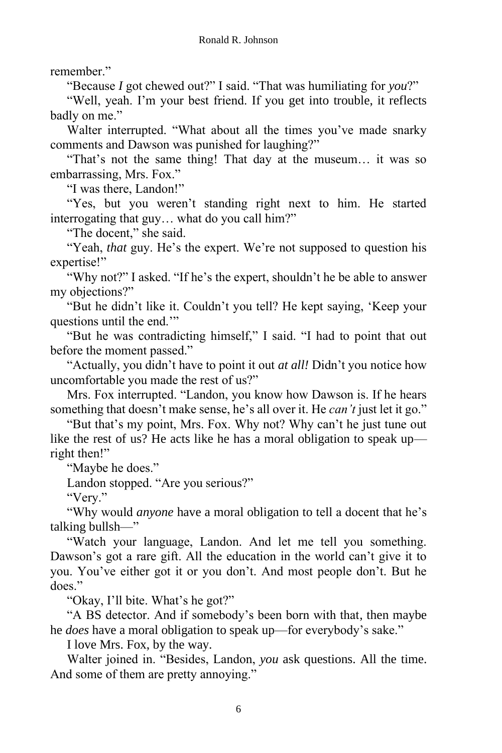remember."

"Because *I* got chewed out?" I said. "That was humiliating for *you*?"

"Well, yeah. I'm your best friend. If you get into trouble, it reflects badly on me."

Walter interrupted. "What about all the times you've made snarky comments and Dawson was punished for laughing?"

"That's not the same thing! That day at the museum… it was so embarrassing, Mrs. Fox."

"I was there, Landon!"

"Yes, but you weren't standing right next to him. He started interrogating that guy… what do you call him?"

"The docent," she said.

"Yeah, *that* guy. He's the expert. We're not supposed to question his expertise!"

"Why not?" I asked. "If he's the expert, shouldn't he be able to answer my objections?"

"But he didn't like it. Couldn't you tell? He kept saying, 'Keep your questions until the end.'"

"But he was contradicting himself," I said. "I had to point that out before the moment passed."

"Actually, you didn't have to point it out *at all!* Didn't you notice how uncomfortable you made the rest of us?"

Mrs. Fox interrupted. "Landon, you know how Dawson is. If he hears something that doesn't make sense, he's all over it. He *can't* just let it go."

"But that's my point, Mrs. Fox. Why not? Why can't he just tune out like the rest of us? He acts like he has a moral obligation to speak up—right then!"

"Maybe he does."

Landon stopped. "Are you serious?"

"Very."

"Why would *anyone* have a moral obligation to tell a docent that he's talking bullsh—"

"Watch your language, Landon. And let me tell you something. Dawson's got a rare gift. All the education in the world can't give it to you. You've either got it or you don't. And most people don't. But he does."

"Okay, I'll bite. What's he got?"

"A BS detector. And if somebody's been born with that, then maybe he *does* have a moral obligation to speak up—for everybody's sake."

I love Mrs. Fox, by the way.

Walter joined in. "Besides, Landon, *you* ask questions. All the time. And some of them are pretty annoying."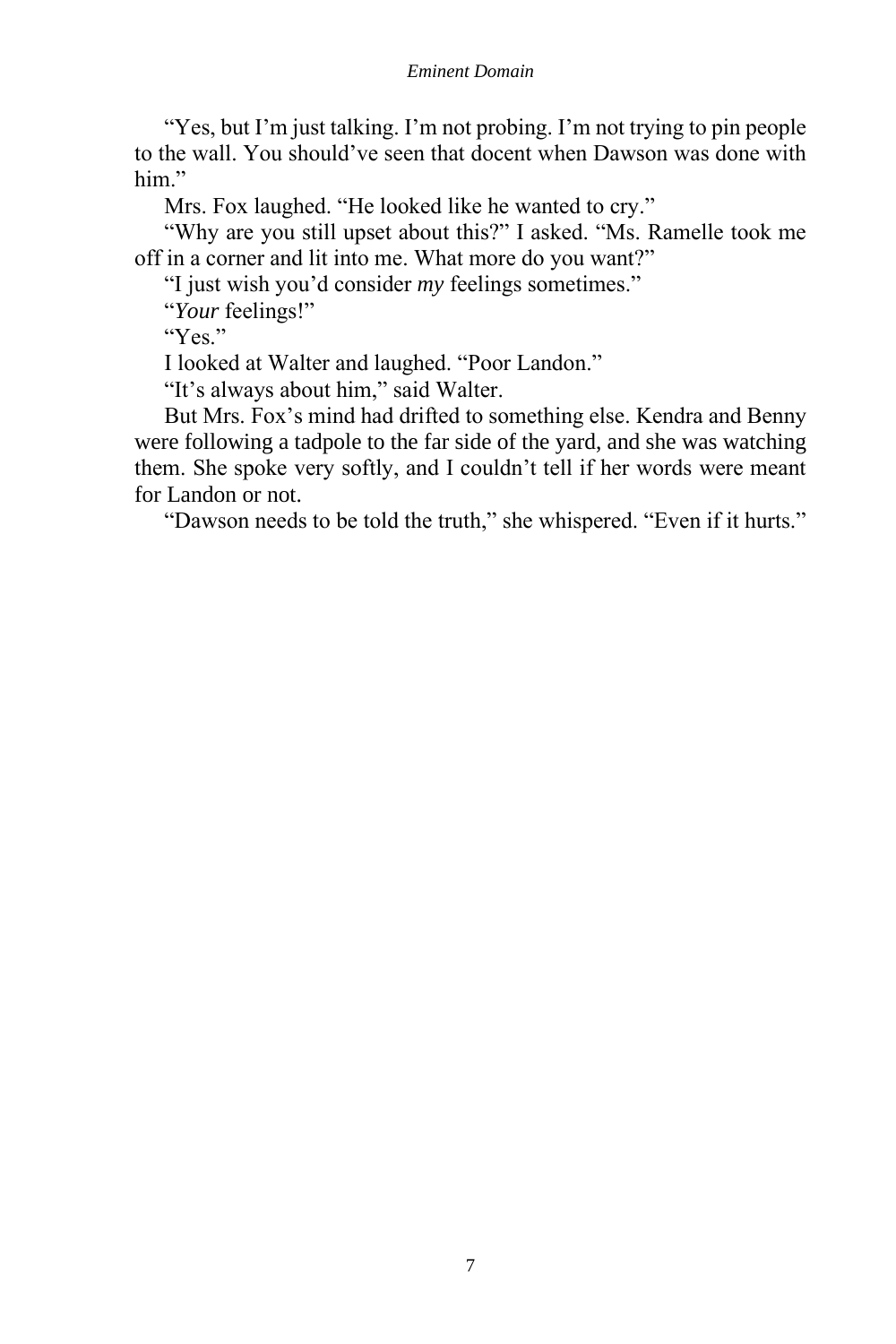"Yes, but I'm just talking. I'm not probing. I'm not trying to pin people to the wall. You should've seen that docent when Dawson was done with him."

Mrs. Fox laughed. "He looked like he wanted to cry."

"Why are you still upset about this?" I asked. "Ms. Ramelle took me off in a corner and lit into me. What more do you want?"

"I just wish you'd consider *my* feelings sometimes."

"*Your* feelings!"

"Yes."

I looked at Walter and laughed. "Poor Landon."

"It's always about him," said Walter.

But Mrs. Fox's mind had drifted to something else. Kendra and Benny were following a tadpole to the far side of the yard, and she was watching them. She spoke very softly, and I couldn't tell if her words were meant for Landon or not.

"Dawson needs to be told the truth," she whispered. "Even if it hurts."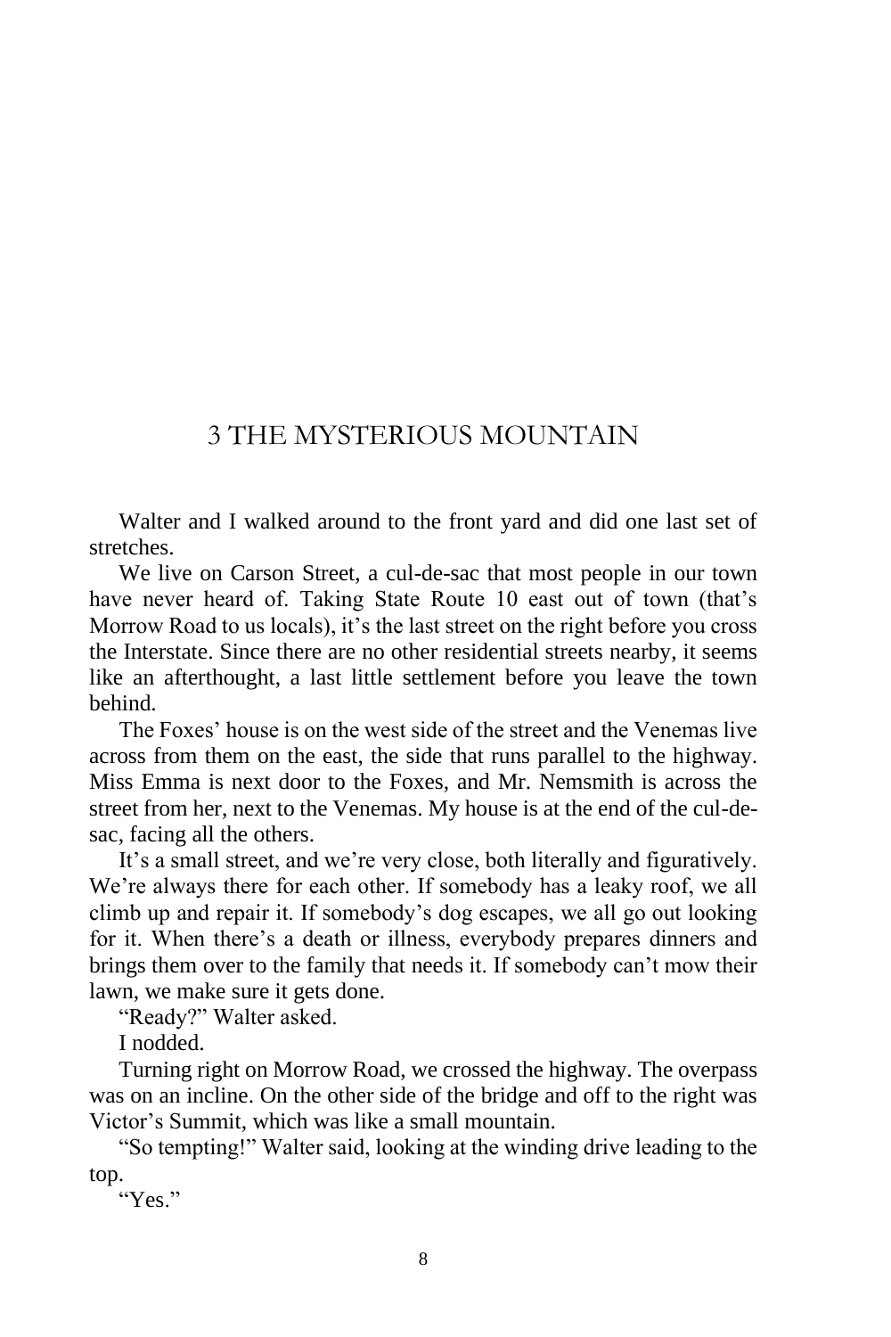# 3 THE MYSTERIOUS MOUNTAIN

Walter and I walked around to the front yard and did one last set of stretches.

We live on Carson Street, a cul-de-sac that most people in our town have never heard of. Taking State Route 10 east out of town (that's Morrow Road to us locals), it's the last street on the right before you cross the Interstate. Since there are no other residential streets nearby, it seems like an afterthought, a last little settlement before you leave the town behind.

The Foxes' house is on the west side of the street and the Venemas live across from them on the east, the side that runs parallel to the highway. Miss Emma is next door to the Foxes, and Mr. Nemsmith is across the street from her, next to the Venemas. My house is at the end of the cul-de-sac, facing all the others.

It's a small street, and we're very close, both literally and figuratively. We're always there for each other. If somebody has a leaky roof, we all climb up and repair it. If somebody's dog escapes, we all go out looking for it. When there's a death or illness, everybody prepares dinners and brings them over to the family that needs it. If somebody can't mow their lawn, we make sure it gets done.

"Ready?" Walter asked.

I nodded.

Turning right on Morrow Road, we crossed the highway. The overpass was on an incline. On the other side of the bridge and off to the right was Victor's Summit, which was like a small mountain.

"So tempting!" Walter said, looking at the winding drive leading to the top.

"Yes."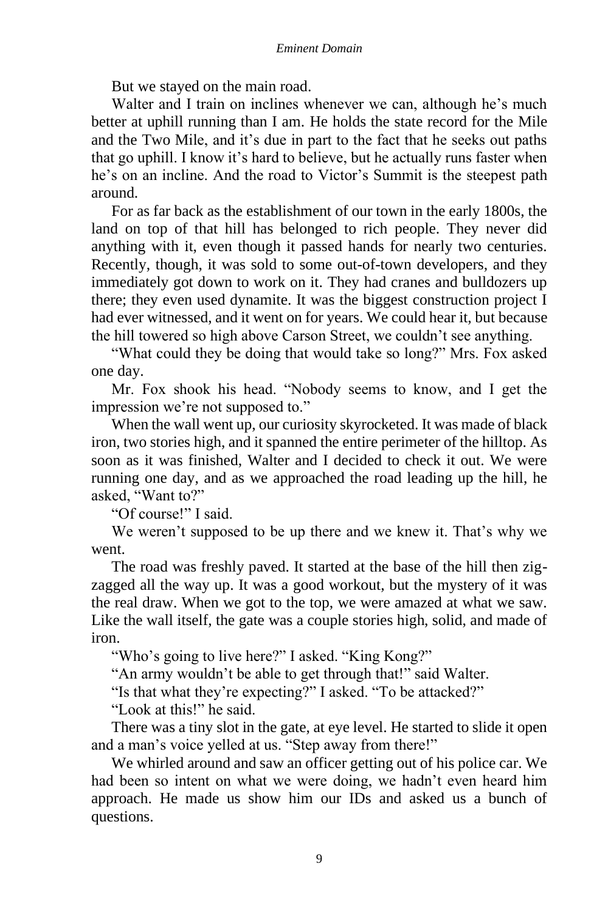But we stayed on the main road.

Walter and I train on inclines whenever we can, although he's much better at uphill running than I am. He holds the state record for the Mile and the Two Mile, and it's due in part to the fact that he seeks out paths that go uphill. I know it's hard to believe, but he actually runs faster when he's on an incline. And the road to Victor's Summit is the steepest path around.

For as far back as the establishment of our town in the early 1800s, the land on top of that hill has belonged to rich people. They never did anything with it, even though it passed hands for nearly two centuries. Recently, though, it was sold to some out-of-town developers, and they immediately got down to work on it. They had cranes and bulldozers up there; they even used dynamite. It was the biggest construction project I had ever witnessed, and it went on for years. We could hear it, but because the hill towered so high above Carson Street, we couldn't see anything.

"What could they be doing that would take so long?" Mrs. Fox asked one day.

Mr. Fox shook his head. "Nobody seems to know, and I get the impression we're not supposed to."

When the wall went up, our curiosity skyrocketed. It was made of black iron, two stories high, and it spanned the entire perimeter of the hilltop. As soon as it was finished, Walter and I decided to check it out. We were running one day, and as we approached the road leading up the hill, he asked, "Want to?"

"Of course!" I said.

We weren't supposed to be up there and we knew it. That's why we went.

The road was freshly paved. It started at the base of the hill then zig-zagged all the way up. It was a good workout, but the mystery of it was the real draw. When we got to the top, we were amazed at what we saw. Like the wall itself, the gate was a couple stories high, solid, and made of iron.

"Who's going to live here?" I asked. "King Kong?"

"An army wouldn't be able to get through that!" said Walter.

"Is that what they're expecting?" I asked. "To be attacked?"

"Look at this!" he said.

There was a tiny slot in the gate, at eye level. He started to slide it open and a man's voice yelled at us. "Step away from there!"

We whirled around and saw an officer getting out of his police car. We had been so intent on what we were doing, we hadn't even heard him approach. He made us show him our IDs and asked us a bunch of questions.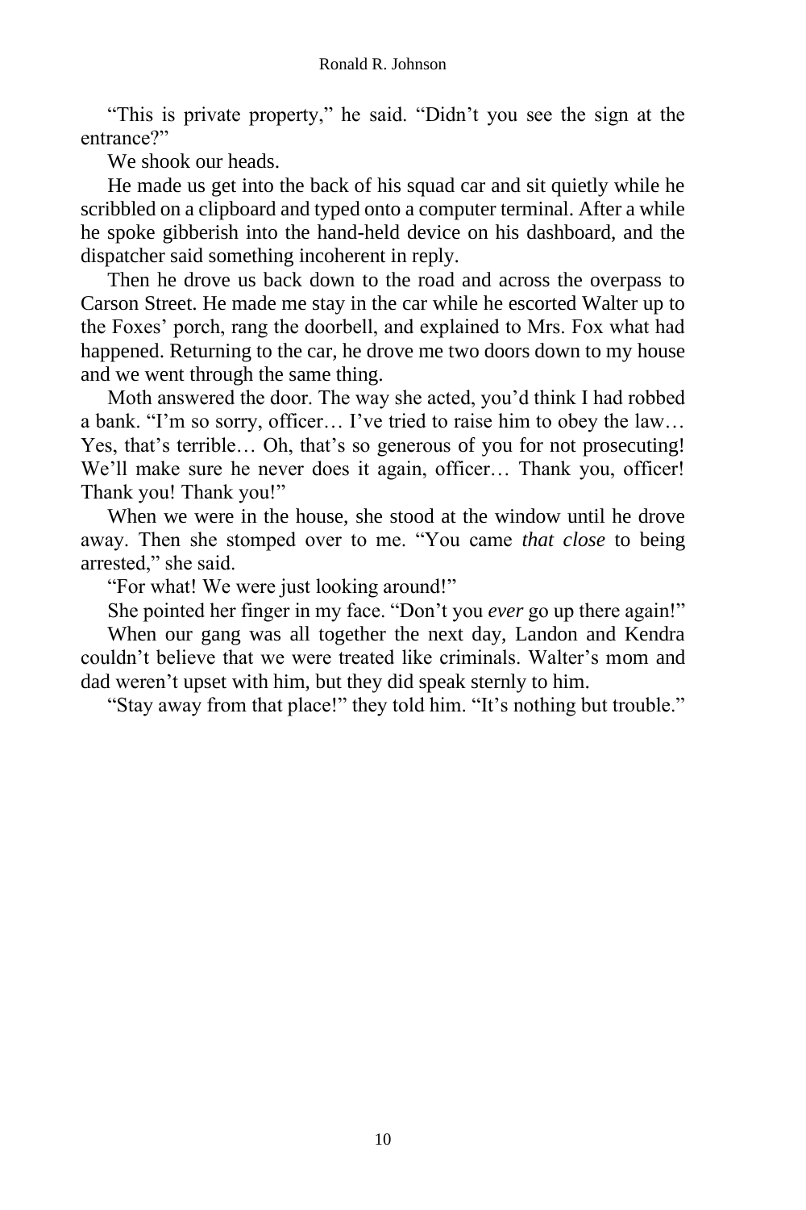"This is private property," he said. "Didn't you see the sign at the entrance?"

We shook our heads.

He made us get into the back of his squad car and sit quietly while he scribbled on a clipboard and typed onto a computer terminal. After a while he spoke gibberish into the hand-held device on his dashboard, and the dispatcher said something incoherent in reply.

Then he drove us back down to the road and across the overpass to Carson Street. He made me stay in the car while he escorted Walter up to the Foxes' porch, rang the doorbell, and explained to Mrs. Fox what had happened. Returning to the car, he drove me two doors down to my house and we went through the same thing.

Moth answered the door. The way she acted, you'd think I had robbed a bank. "I'm so sorry, officer… I've tried to raise him to obey the law… Yes, that's terrible… Oh, that's so generous of you for not prosecuting! We'll make sure he never does it again, officer… Thank you, officer! Thank you! Thank you!"

When we were in the house, she stood at the window until he drove away. Then she stomped over to me. "You came *that close* to being arrested," she said.

"For what! We were just looking around!"

She pointed her finger in my face. "Don't you *ever* go up there again!"

When our gang was all together the next day, Landon and Kendra couldn't believe that we were treated like criminals. Walter's mom and dad weren't upset with him, but they did speak sternly to him.

"Stay away from that place!" they told him. "It's nothing but trouble."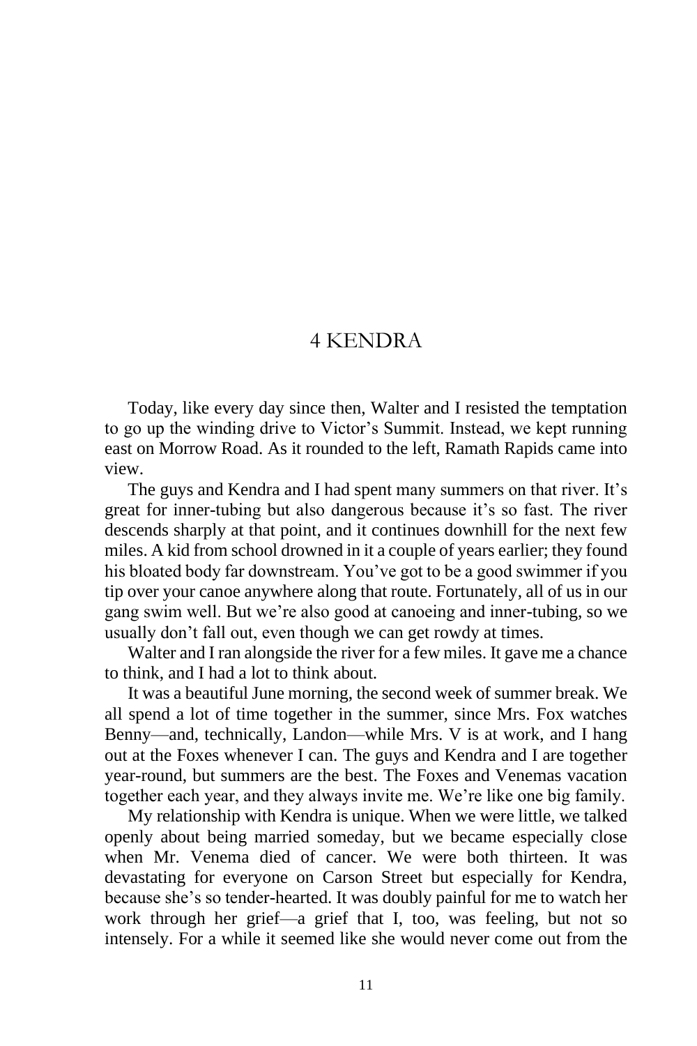# 4 KENDRA

Today, like every day since then, Walter and I resisted the temptation to go up the winding drive to Victor's Summit. Instead, we kept running east on Morrow Road. As it rounded to the left, Ramath Rapids came into view.

The guys and Kendra and I had spent many summers on that river. It's great for inner-tubing but also dangerous because it's so fast. The river descends sharply at that point, and it continues downhill for the next few miles. A kid from school drowned in it a couple of years earlier; they found his bloated body far downstream. You've got to be a good swimmer if you tip over your canoe anywhere along that route. Fortunately, all of us in our gang swim well. But we're also good at canoeing and inner-tubing, so we usually don't fall out, even though we can get rowdy at times.

Walter and I ran alongside the river for a few miles. It gave me a chance to think, and I had a lot to think about.

It was a beautiful June morning, the second week of summer break. We all spend a lot of time together in the summer, since Mrs. Fox watches Benny—and, technically, Landon—while Mrs. V is at work, and I hang out at the Foxes whenever I can. The guys and Kendra and I are together year-round, but summers are the best. The Foxes and Venemas vacation together each year, and they always invite me. We're like one big family.

My relationship with Kendra is unique. When we were little, we talked openly about being married someday, but we became especially close when Mr. Venema died of cancer. We were both thirteen. It was devastating for everyone on Carson Street but especially for Kendra, because she's so tender-hearted. It was doubly painful for me to watch her work through her grief—a grief that I, too, was feeling, but not so intensely. For a while it seemed like she would never come out from the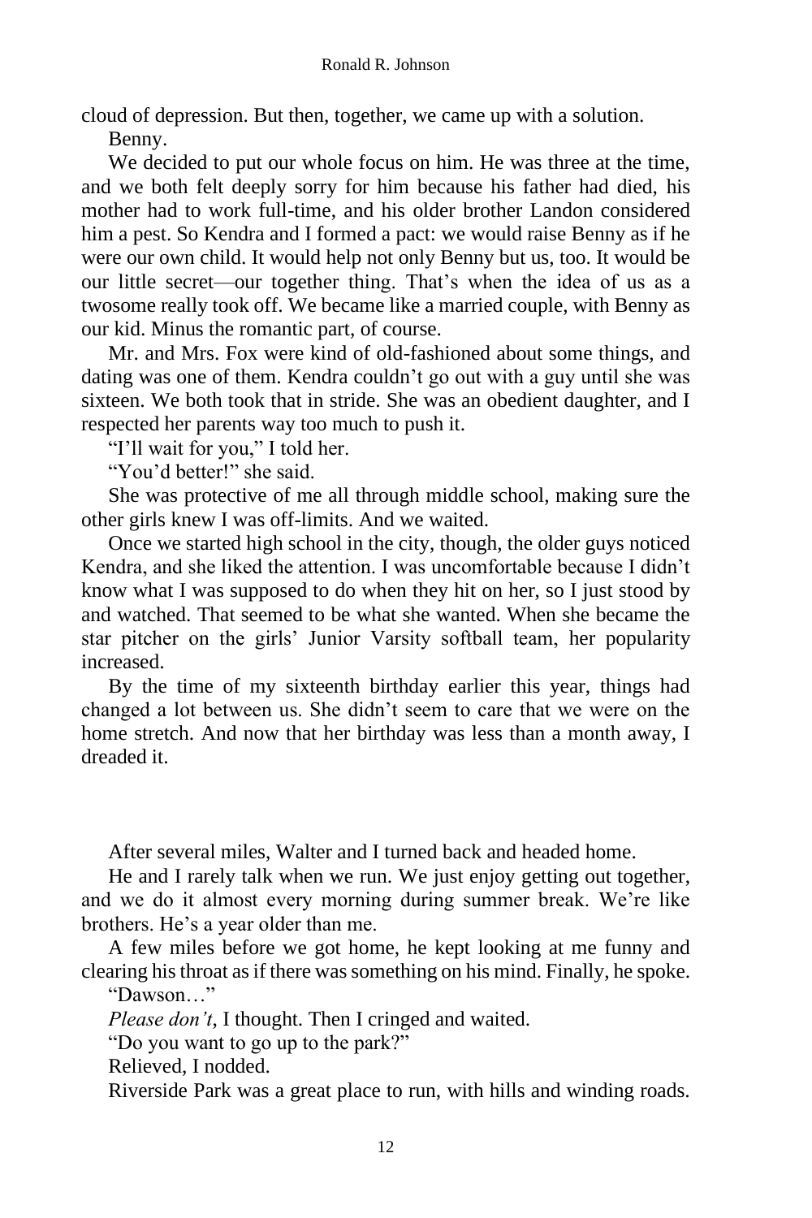cloud of depression. But then, together, we came up with a solution.

Benny.

We decided to put our whole focus on him. He was three at the time, and we both felt deeply sorry for him because his father had died, his mother had to work full-time, and his older brother Landon considered him a pest. So Kendra and I formed a pact: we would raise Benny as if he were our own child. It would help not only Benny but us, too. It would be our little secret—our together thing. That's when the idea of us as a twosome really took off. We became like a married couple, with Benny as our kid. Minus the romantic part, of course.

Mr. and Mrs. Fox were kind of old-fashioned about some things, and dating was one of them. Kendra couldn't go out with a guy until she was sixteen. We both took that in stride. She was an obedient daughter, and I respected her parents way too much to push it.

"I'll wait for you," I told her.

"You'd better!" she said.

She was protective of me all through middle school, making sure the other girls knew I was off-limits. And we waited.

Once we started high school in the city, though, the older guys noticed Kendra, and she liked the attention. I was uncomfortable because I didn't know what I was supposed to do when they hit on her, so I just stood by and watched. That seemed to be what she wanted. When she became the star pitcher on the girls' Junior Varsity softball team, her popularity increased.

By the time of my sixteenth birthday earlier this year, things had changed a lot between us. She didn't seem to care that we were on the home stretch. And now that her birthday was less than a month away, I dreaded it.

After several miles, Walter and I turned back and headed home.

He and I rarely talk when we run. We just enjoy getting out together, and we do it almost every morning during summer break. We're like brothers. He's a year older than me.

A few miles before we got home, he kept looking at me funny and clearing his throat as if there was something on his mind. Finally, he spoke.

"Dawson…"

*Please don't,* I thought. Then I cringed and waited.

"Do you want to go up to the park?"

Relieved, I nodded.

Riverside Park was a great place to run, with hills and winding roads.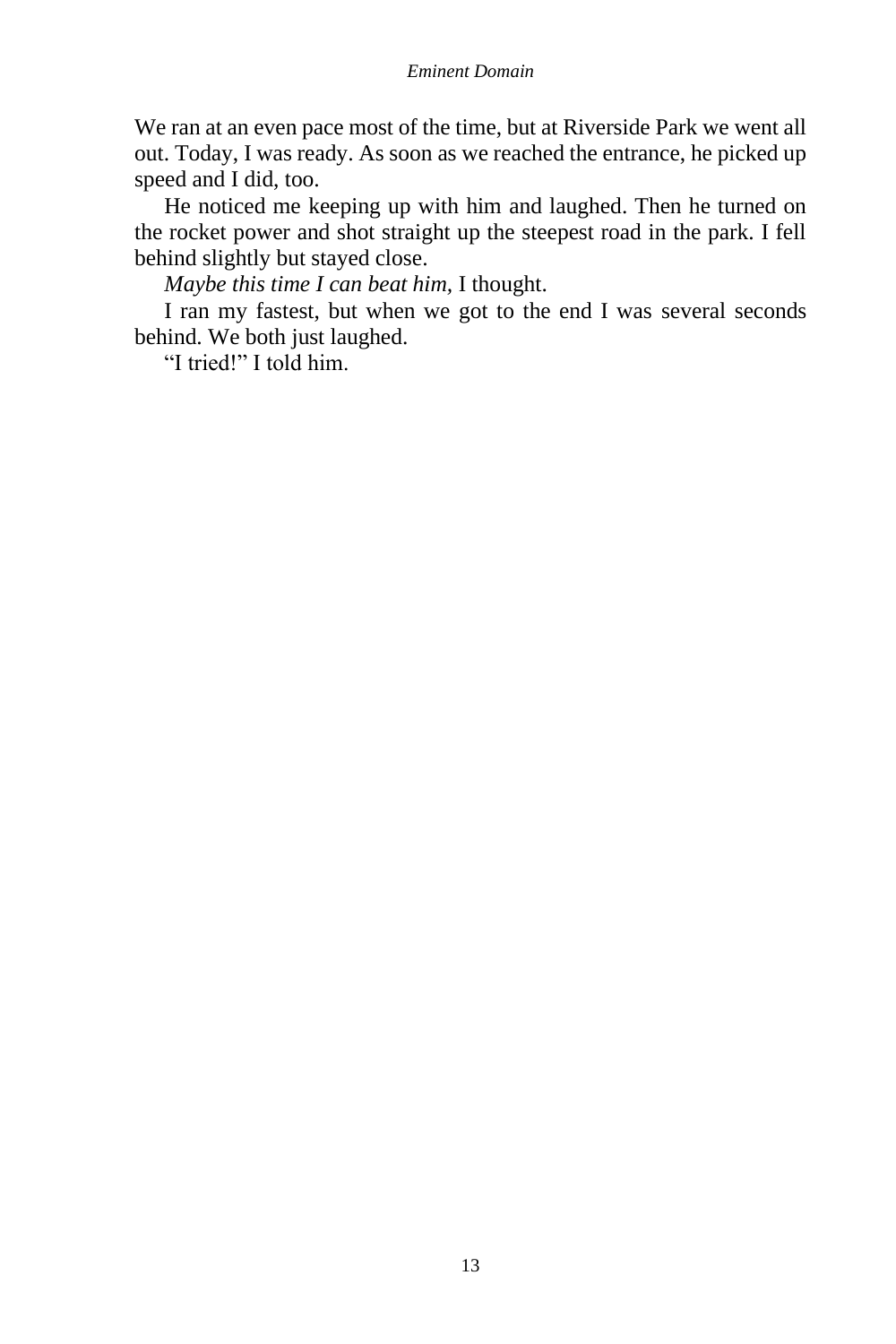We ran at an even pace most of the time, but at Riverside Park we went all out. Today, I was ready. As soon as we reached the entrance, he picked up speed and I did, too.

He noticed me keeping up with him and laughed. Then he turned on the rocket power and shot straight up the steepest road in the park. I fell behind slightly but stayed close.

*Maybe this time I can beat him,* I thought.

I ran my fastest, but when we got to the end I was several seconds behind. We both just laughed.

“I tried!” I told him.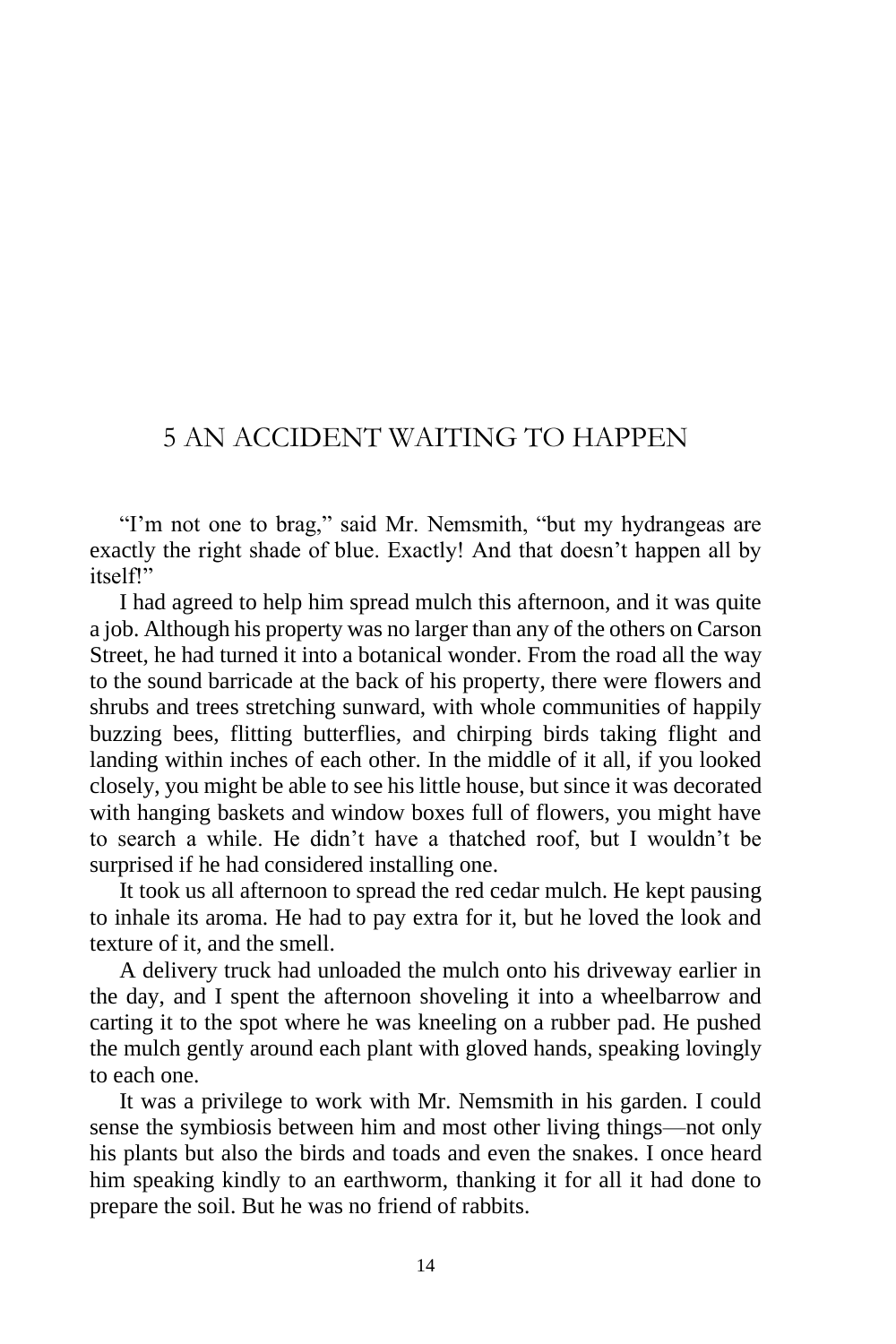# 5 AN ACCIDENT WAITING TO HAPPEN

"I'm not one to brag," said Mr. Nemsmith, "but my hydrangeas are exactly the right shade of blue. Exactly! And that doesn't happen all by itself!"

I had agreed to help him spread mulch this afternoon, and it was quite a job. Although his property was no larger than any of the others on Carson Street, he had turned it into a botanical wonder. From the road all the way to the sound barricade at the back of his property, there were flowers and shrubs and trees stretching sunward, with whole communities of happily buzzing bees, flitting butterflies, and chirping birds taking flight and landing within inches of each other. In the middle of it all, if you looked closely, you might be able to see his little house, but since it was decorated with hanging baskets and window boxes full of flowers, you might have to search a while. He didn't have a thatched roof, but I wouldn't be surprised if he had considered installing one.

It took us all afternoon to spread the red cedar mulch. He kept pausing to inhale its aroma. He had to pay extra for it, but he loved the look and texture of it, and the smell.

A delivery truck had unloaded the mulch onto his driveway earlier in the day, and I spent the afternoon shoveling it into a wheelbarrow and carting it to the spot where he was kneeling on a rubber pad. He pushed the mulch gently around each plant with gloved hands, speaking lovingly to each one.

It was a privilege to work with Mr. Nemsmith in his garden. I could sense the symbiosis between him and most other living things—not only his plants but also the birds and toads and even the snakes. I once heard him speaking kindly to an earthworm, thanking it for all it had done to prepare the soil. But he was no friend of rabbits.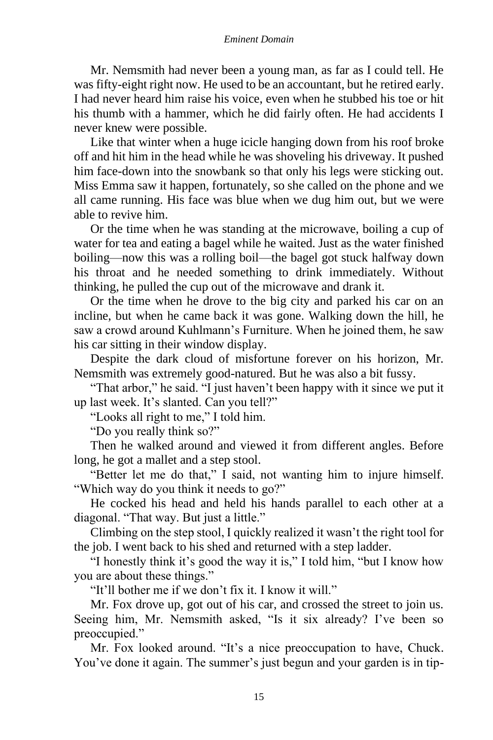Mr. Nemsmith had never been a young man, as far as I could tell. He was fifty-eight right now. He used to be an accountant, but he retired early. I had never heard him raise his voice, even when he stubbed his toe or hit his thumb with a hammer, which he did fairly often. He had accidents I never knew were possible.

Like that winter when a huge icicle hanging down from his roof broke off and hit him in the head while he was shoveling his driveway. It pushed him face-down into the snowbank so that only his legs were sticking out. Miss Emma saw it happen, fortunately, so she called on the phone and we all came running. His face was blue when we dug him out, but we were able to revive him.

Or the time when he was standing at the microwave, boiling a cup of water for tea and eating a bagel while he waited. Just as the water finished boiling—now this was a rolling boil—the bagel got stuck halfway down his throat and he needed something to drink immediately. Without thinking, he pulled the cup out of the microwave and drank it.

Or the time when he drove to the big city and parked his car on an incline, but when he came back it was gone. Walking down the hill, he saw a crowd around Kuhlmann's Furniture. When he joined them, he saw his car sitting in their window display.

Despite the dark cloud of misfortune forever on his horizon, Mr. Nemsmith was extremely good-natured. But he was also a bit fussy.

"That arbor," he said. "I just haven't been happy with it since we put it up last week. It's slanted. Can you tell?"

"Looks all right to me," I told him.

"Do you really think so?"

Then he walked around and viewed it from different angles. Before long, he got a mallet and a step stool.

"Better let me do that," I said, not wanting him to injure himself. "Which way do you think it needs to go?"

He cocked his head and held his hands parallel to each other at a diagonal. "That way. But just a little."

Climbing on the step stool, I quickly realized it wasn't the right tool for the job. I went back to his shed and returned with a step ladder.

"I honestly think it's good the way it is," I told him, "but I know how you are about these things."

"It'll bother me if we don't fix it. I know it will."

Mr. Fox drove up, got out of his car, and crossed the street to join us. Seeing him, Mr. Nemsmith asked, "Is it six already? I've been so preoccupied."

Mr. Fox looked around. "It's a nice preoccupation to have, Chuck. You've done it again. The summer's just begun and your garden is in tip-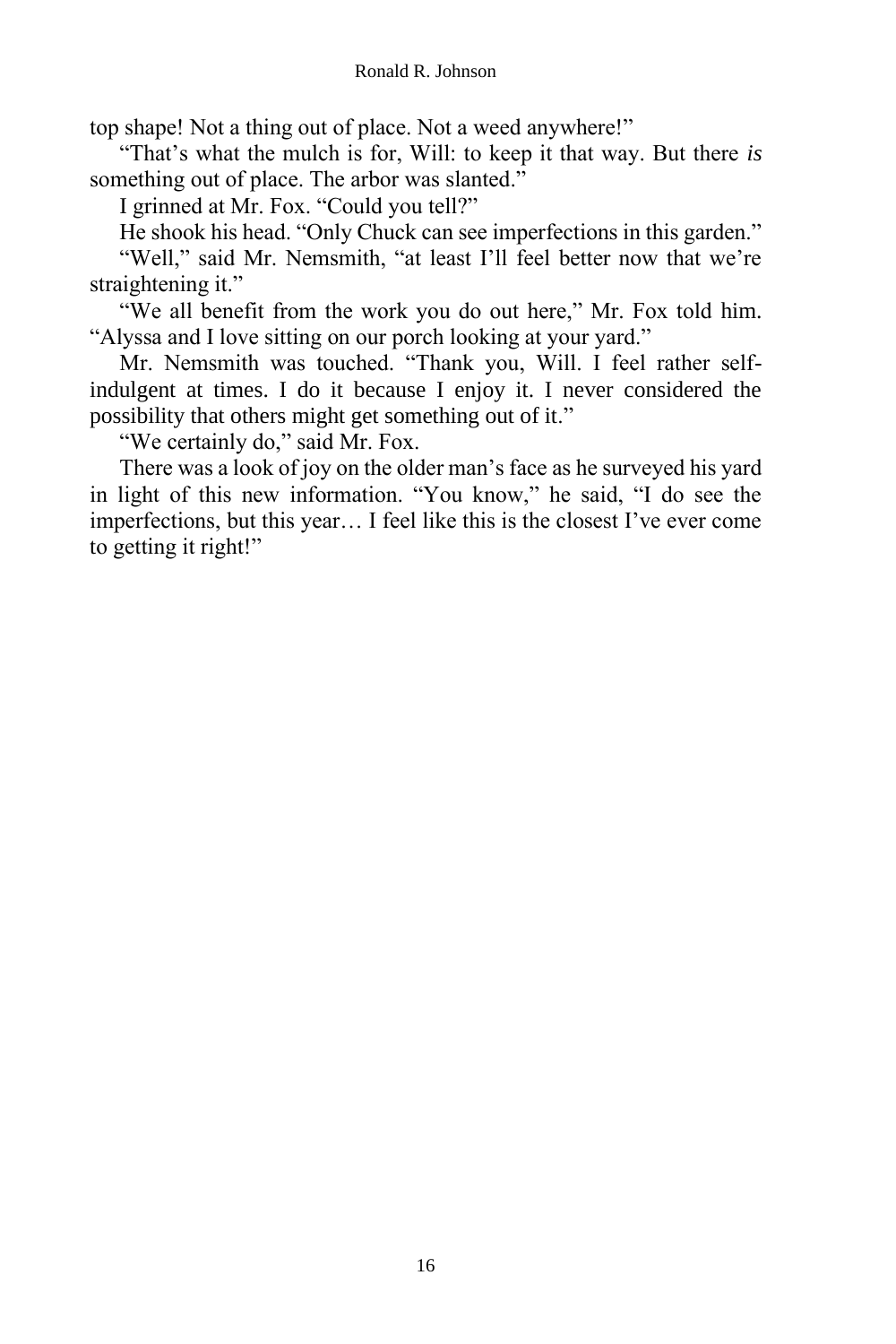top shape! Not a thing out of place. Not a weed anywhere!"

"That's what the mulch is for, Will: to keep it that way. But there *is* something out of place. The arbor was slanted."

I grinned at Mr. Fox. "Could you tell?"

He shook his head. "Only Chuck can see imperfections in this garden."

"Well," said Mr. Nemsmith, "at least I'll feel better now that we're straightening it."

"We all benefit from the work you do out here," Mr. Fox told him. "Alyssa and I love sitting on our porch looking at your yard."

Mr. Nemsmith was touched. "Thank you, Will. I feel rather self-indulgent at times. I do it because I enjoy it. I never considered the possibility that others might get something out of it."

"We certainly do," said Mr. Fox.

There was a look of joy on the older man's face as he surveyed his yard in light of this new information. "You know," he said, "I do see the imperfections, but this year… I feel like this is the closest I've ever come to getting it right!"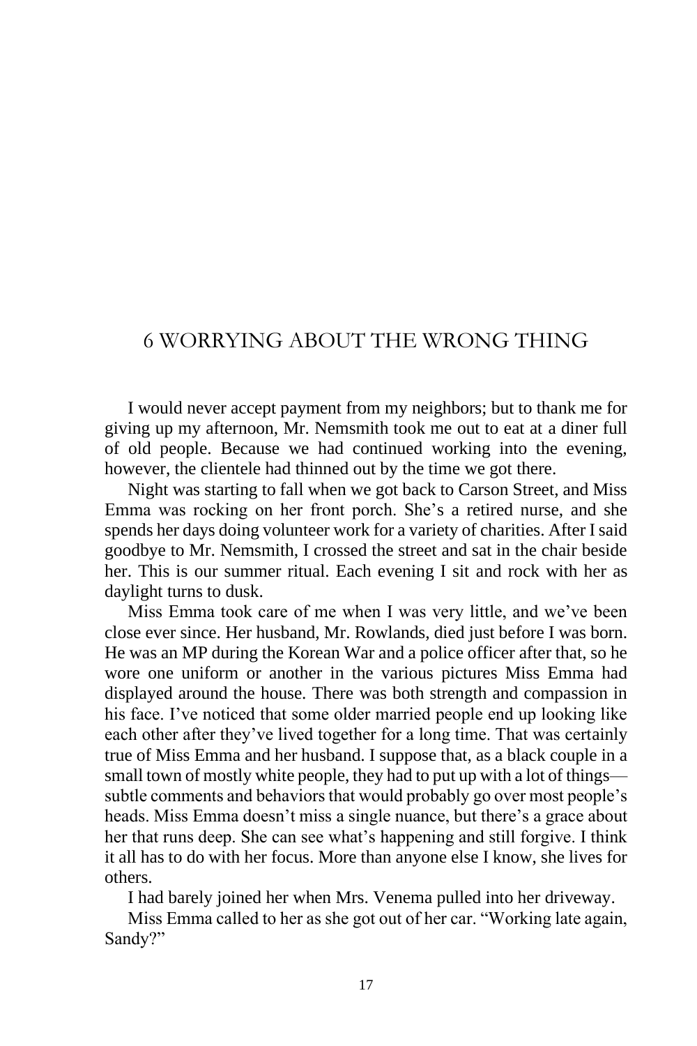# 6 WORRYING ABOUT THE WRONG THING

I would never accept payment from my neighbors; but to thank me for giving up my afternoon, Mr. Nemsmith took me out to eat at a diner full of old people. Because we had continued working into the evening, however, the clientele had thinned out by the time we got there.

Night was starting to fall when we got back to Carson Street, and Miss Emma was rocking on her front porch. She's a retired nurse, and she spends her days doing volunteer work for a variety of charities. After I said goodbye to Mr. Nemsmith, I crossed the street and sat in the chair beside her. This is our summer ritual. Each evening I sit and rock with her as daylight turns to dusk.

Miss Emma took care of me when I was very little, and we've been close ever since. Her husband, Mr. Rowlands, died just before I was born. He was an MP during the Korean War and a police officer after that, so he wore one uniform or another in the various pictures Miss Emma had displayed around the house. There was both strength and compassion in his face. I've noticed that some older married people end up looking like each other after they've lived together for a long time. That was certainly true of Miss Emma and her husband. I suppose that, as a black couple in a small town of mostly white people, they had to put up with a lot of things—subtle comments and behaviors that would probably go over most people's heads. Miss Emma doesn't miss a single nuance, but there's a grace about her that runs deep. She can see what's happening and still forgive. I think it all has to do with her focus. More than anyone else I know, she lives for others.

I had barely joined her when Mrs. Venema pulled into her driveway.

Miss Emma called to her as she got out of her car. "Working late again, Sandy?"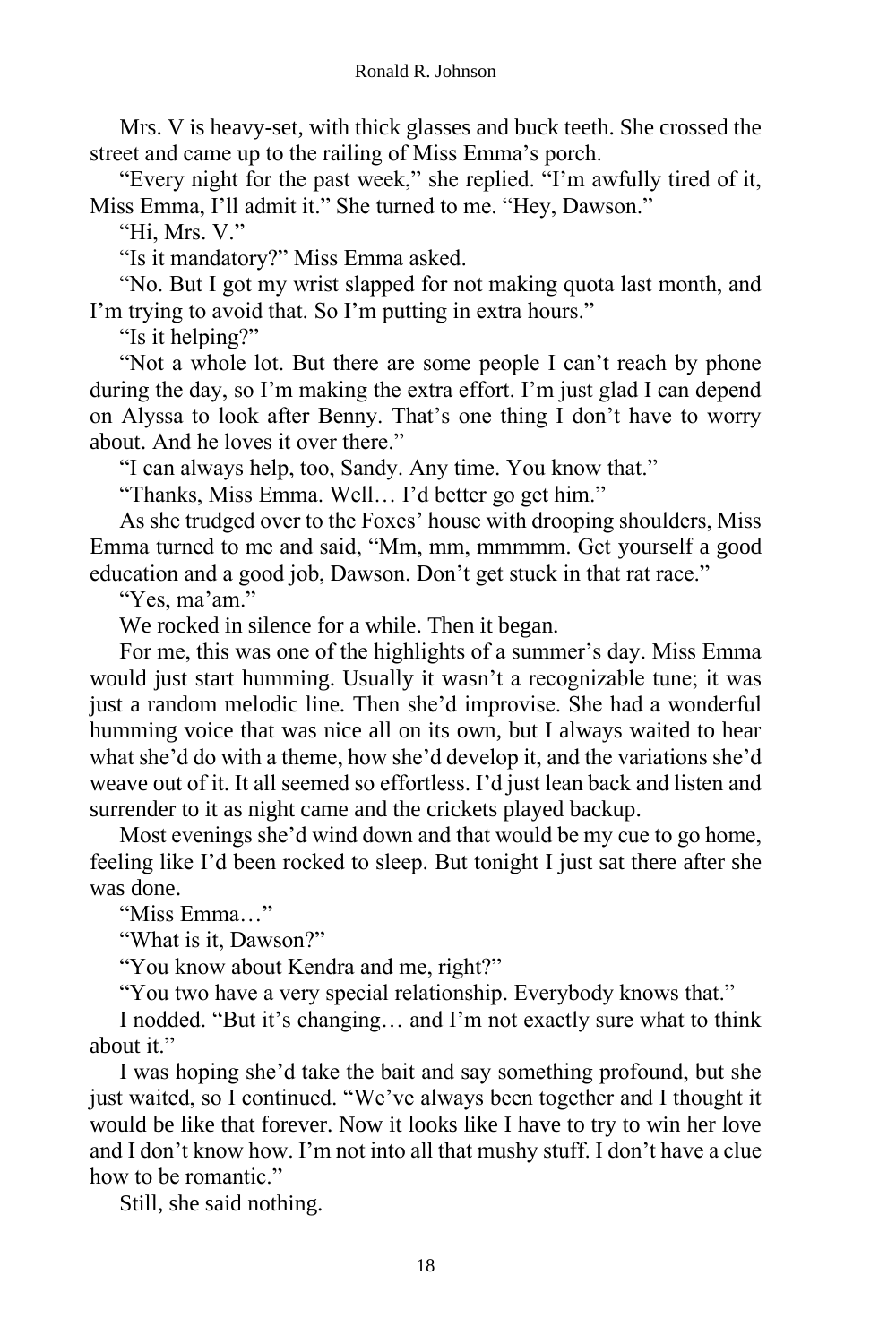Mrs. V is heavy-set, with thick glasses and buck teeth. She crossed the street and came up to the railing of Miss Emma's porch.

"Every night for the past week," she replied. "I'm awfully tired of it, Miss Emma, I'll admit it." She turned to me. "Hey, Dawson."

"Hi, Mrs. V."

"Is it mandatory?" Miss Emma asked.

"No. But I got my wrist slapped for not making quota last month, and I'm trying to avoid that. So I'm putting in extra hours."

"Is it helping?"

"Not a whole lot. But there are some people I can't reach by phone during the day, so I'm making the extra effort. I'm just glad I can depend on Alyssa to look after Benny. That's one thing I don't have to worry about. And he loves it over there."

"I can always help, too, Sandy. Any time. You know that."

"Thanks, Miss Emma. Well… I'd better go get him."

As she trudged over to the Foxes' house with drooping shoulders, Miss Emma turned to me and said, "Mm, mm, mmmmm. Get yourself a good education and a good job, Dawson. Don't get stuck in that rat race."

"Yes, ma'am."

We rocked in silence for a while. Then it began.

For me, this was one of the highlights of a summer's day. Miss Emma would just start humming. Usually it wasn't a recognizable tune; it was just a random melodic line. Then she'd improvise. She had a wonderful humming voice that was nice all on its own, but I always waited to hear what she'd do with a theme, how she'd develop it, and the variations she'd weave out of it. It all seemed so effortless. I'd just lean back and listen and surrender to it as night came and the crickets played backup.

Most evenings she'd wind down and that would be my cue to go home, feeling like I'd been rocked to sleep. But tonight I just sat there after she was done.

"Miss Emma…"

"What is it, Dawson?"

"You know about Kendra and me, right?"

"You two have a very special relationship. Everybody knows that."

I nodded. "But it's changing… and I'm not exactly sure what to think about it."

I was hoping she'd take the bait and say something profound, but she just waited, so I continued. "We've always been together and I thought it would be like that forever. Now it looks like I have to try to win her love and I don't know how. I'm not into all that mushy stuff. I don't have a clue how to be romantic."

Still, she said nothing.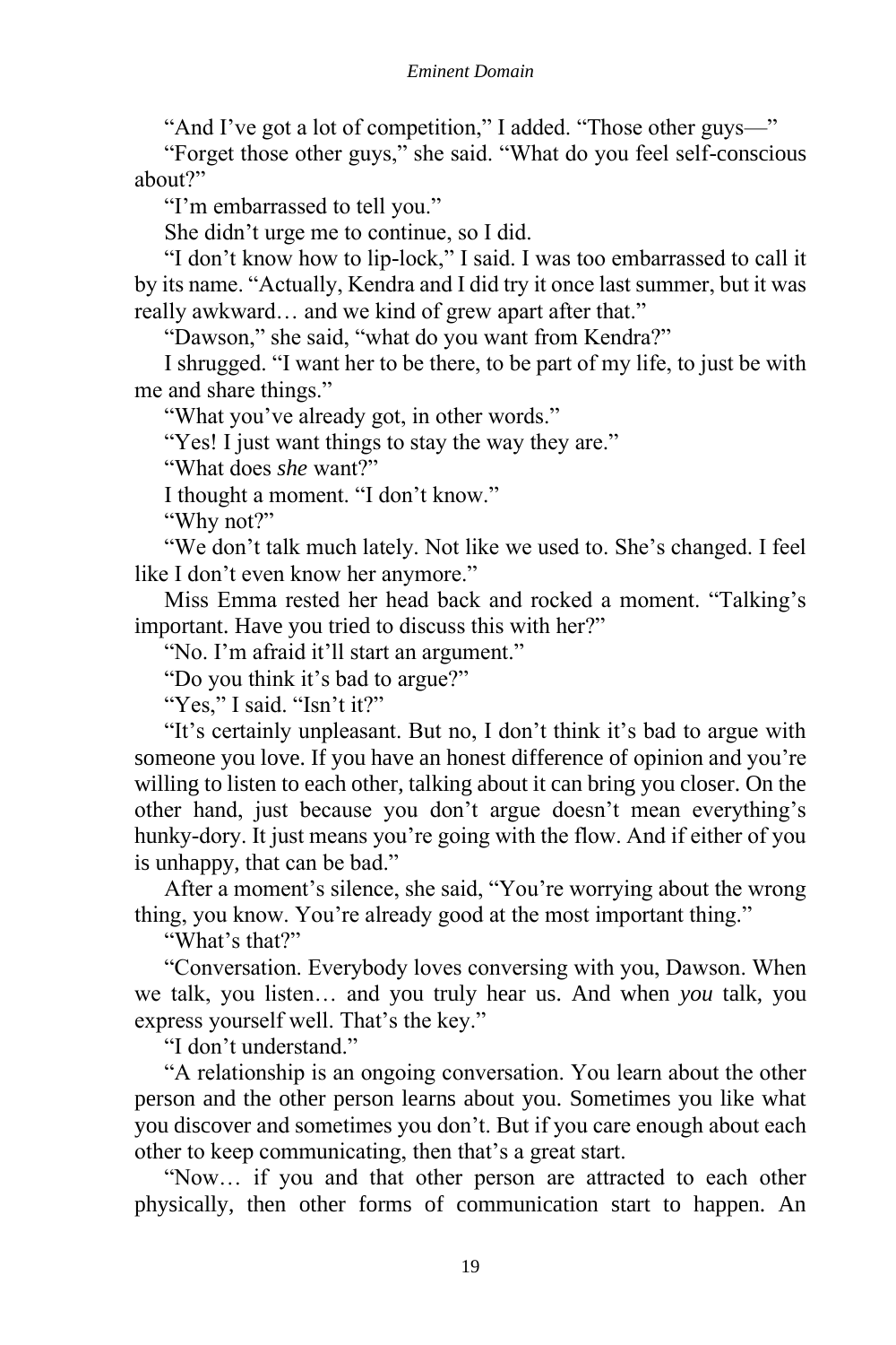"And I've got a lot of competition," I added. "Those other guys—"

"Forget those other guys," she said. "What do you feel self-conscious about?"

"I'm embarrassed to tell you."

She didn't urge me to continue, so I did.

"I don't know how to lip-lock," I said. I was too embarrassed to call it by its name. "Actually, Kendra and I did try it once last summer, but it was really awkward… and we kind of grew apart after that."

"Dawson," she said, "what do you want from Kendra?"

I shrugged. "I want her to be there, to be part of my life, to just be with me and share things."

"What you've already got, in other words."

"Yes! I just want things to stay the way they are."

"What does *she* want?"

I thought a moment. "I don't know."

"Why not?"

"We don't talk much lately. Not like we used to. She's changed. I feel like I don't even know her anymore."

Miss Emma rested her head back and rocked a moment. "Talking's important. Have you tried to discuss this with her?"

"No. I'm afraid it'll start an argument."

"Do you think it's bad to argue?"

"Yes," I said. "Isn't it?"

"It's certainly unpleasant. But no, I don't think it's bad to argue with someone you love. If you have an honest difference of opinion and you're willing to listen to each other, talking about it can bring you closer. On the other hand, just because you don't argue doesn't mean everything's hunky-dory. It just means you're going with the flow. And if either of you is unhappy, that can be bad."

After a moment's silence, she said, "You're worrying about the wrong thing, you know. You're already good at the most important thing."

"What's that?"

"Conversation. Everybody loves conversing with you, Dawson. When we talk, you listen… and you truly hear us. And when *you* talk, you express yourself well. That's the key."

"I don't understand."

"A relationship is an ongoing conversation. You learn about the other person and the other person learns about you. Sometimes you like what you discover and sometimes you don't. But if you care enough about each other to keep communicating, then that's a great start.

"Now… if you and that other person are attracted to each other physically, then other forms of communication start to happen. An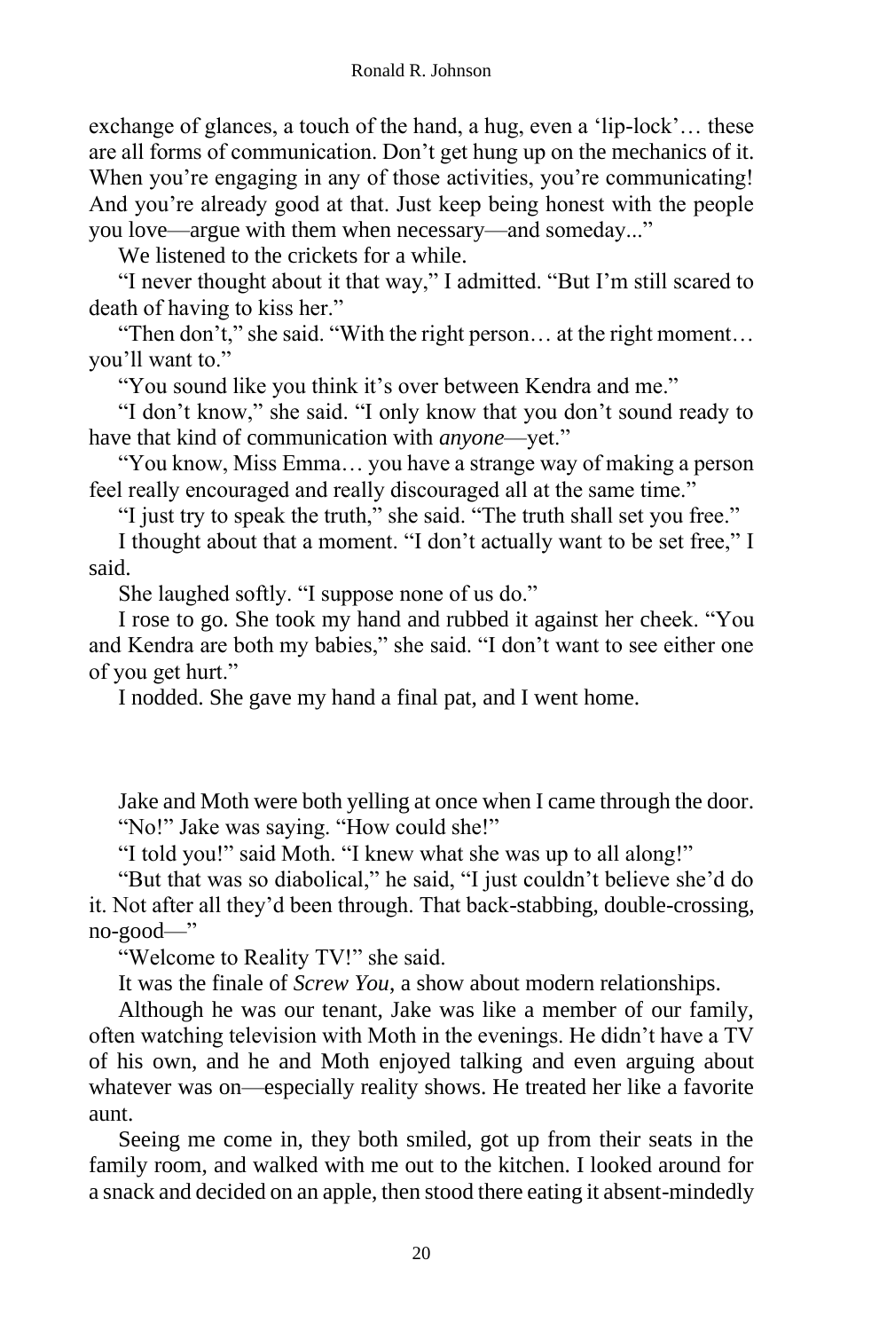exchange of glances, a touch of the hand, a hug, even a 'lip-lock'… these are all forms of communication. Don't get hung up on the mechanics of it. When you're engaging in any of those activities, you're communicating! And you're already good at that. Just keep being honest with the people you love—argue with them when necessary—and someday..."

We listened to the crickets for a while.

"I never thought about it that way," I admitted. "But I'm still scared to death of having to kiss her."

"Then don't," she said. "With the right person… at the right moment… you'll want to."

"You sound like you think it's over between Kendra and me."

"I don't know," she said. "I only know that you don't sound ready to have that kind of communication with *anyone*—yet."

"You know, Miss Emma… you have a strange way of making a person feel really encouraged and really discouraged all at the same time."

"I just try to speak the truth," she said. "The truth shall set you free."

I thought about that a moment. "I don't actually want to be set free," I said.

She laughed softly. "I suppose none of us do."

I rose to go. She took my hand and rubbed it against her cheek. "You and Kendra are both my babies," she said. "I don't want to see either one of you get hurt."

I nodded. She gave my hand a final pat, and I went home.

Jake and Moth were both yelling at once when I came through the door.

"No!" Jake was saying. "How could she!"

"I told you!" said Moth. "I knew what she was up to all along!"

"But that was so diabolical," he said, "I just couldn't believe she'd do it. Not after all they'd been through. That back-stabbing, double-crossing, no-good—"

"Welcome to Reality TV!" she said.

It was the finale of *Screw You*, a show about modern relationships.

Although he was our tenant, Jake was like a member of our family, often watching television with Moth in the evenings. He didn't have a TV of his own, and he and Moth enjoyed talking and even arguing about whatever was on—especially reality shows. He treated her like a favorite aunt.

Seeing me come in, they both smiled, got up from their seats in the family room, and walked with me out to the kitchen. I looked around for a snack and decided on an apple, then stood there eating it absent-mindedly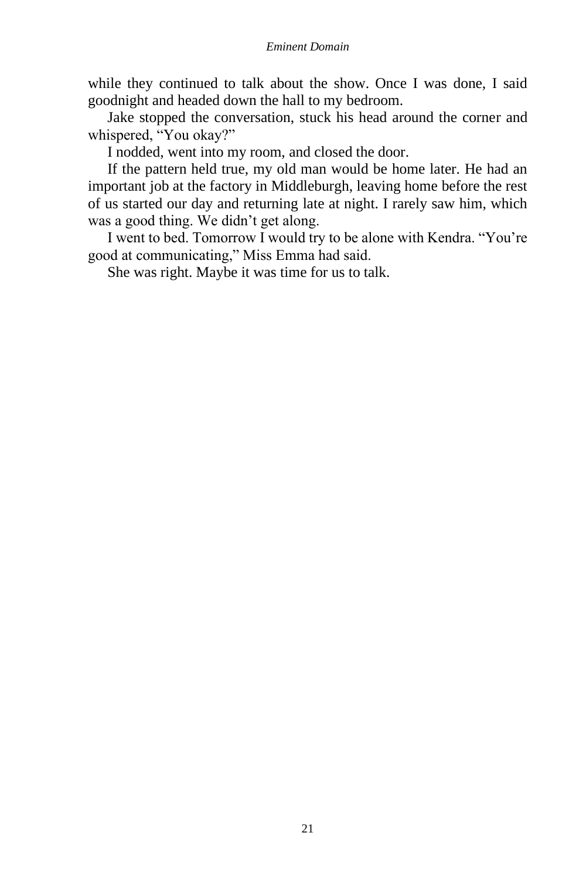while they continued to talk about the show. Once I was done, I said goodnight and headed down the hall to my bedroom.

Jake stopped the conversation, stuck his head around the corner and whispered, “You okay?”

I nodded, went into my room, and closed the door.

If the pattern held true, my old man would be home later. He had an important job at the factory in Middleburgh, leaving home before the rest of us started our day and returning late at night. I rarely saw him, which was a good thing. We didn’t get along.

I went to bed. Tomorrow I would try to be alone with Kendra. “You’re good at communicating,” Miss Emma had said.

She was right. Maybe it was time for us to talk.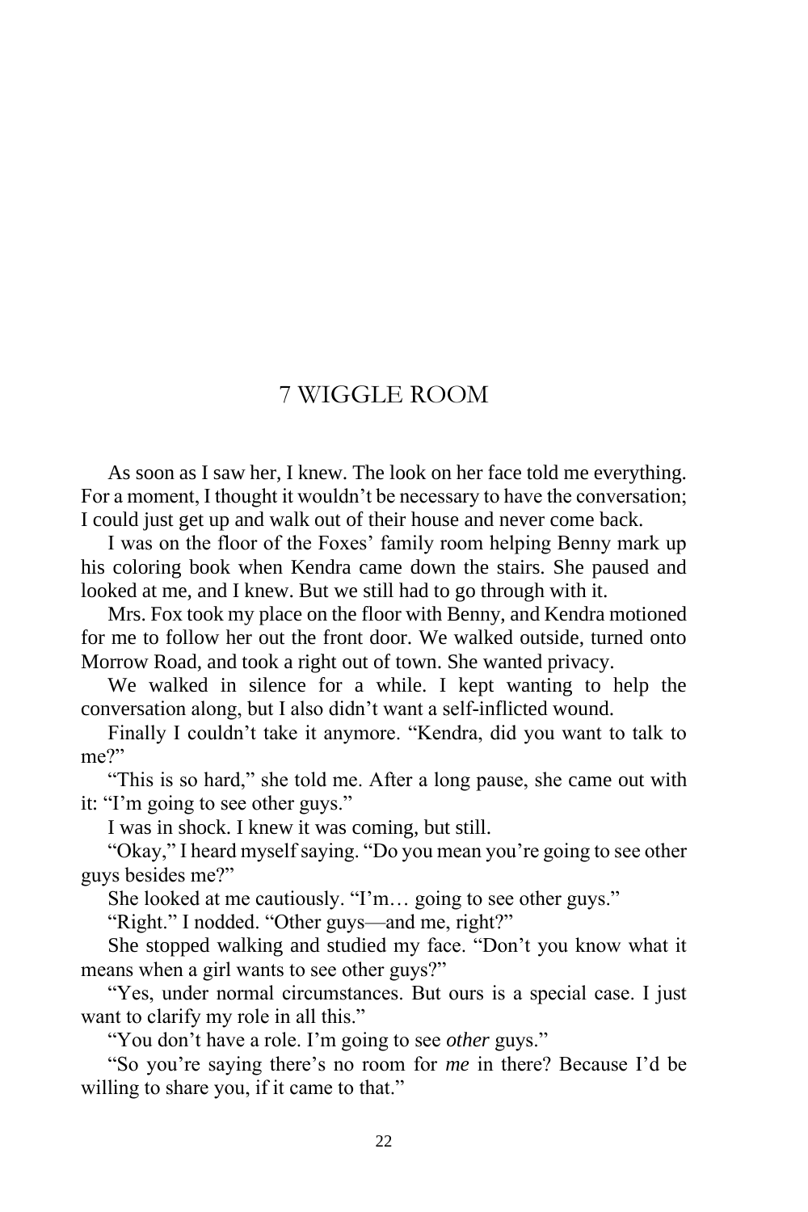# 7 WIGGLE ROOM

As soon as I saw her, I knew. The look on her face told me everything. For a moment, I thought it wouldn't be necessary to have the conversation; I could just get up and walk out of their house and never come back.

I was on the floor of the Foxes' family room helping Benny mark up his coloring book when Kendra came down the stairs. She paused and looked at me, and I knew. But we still had to go through with it.

Mrs. Fox took my place on the floor with Benny, and Kendra motioned for me to follow her out the front door. We walked outside, turned onto Morrow Road, and took a right out of town. She wanted privacy.

We walked in silence for a while. I kept wanting to help the conversation along, but I also didn't want a self-inflicted wound.

Finally I couldn't take it anymore. "Kendra, did you want to talk to me?"

"This is so hard," she told me. After a long pause, she came out with it: "I'm going to see other guys."

I was in shock. I knew it was coming, but still.

"Okay," I heard myself saying. "Do you mean you're going to see other guys besides me?"

She looked at me cautiously. "I'm… going to see other guys."

"Right." I nodded. "Other guys—and me, right?"

She stopped walking and studied my face. "Don't you know what it means when a girl wants to see other guys?"

"Yes, under normal circumstances. But ours is a special case. I just want to clarify my role in all this."

"You don't have a role. I'm going to see *other* guys."

"So you're saying there's no room for *me* in there? Because I'd be willing to share you, if it came to that."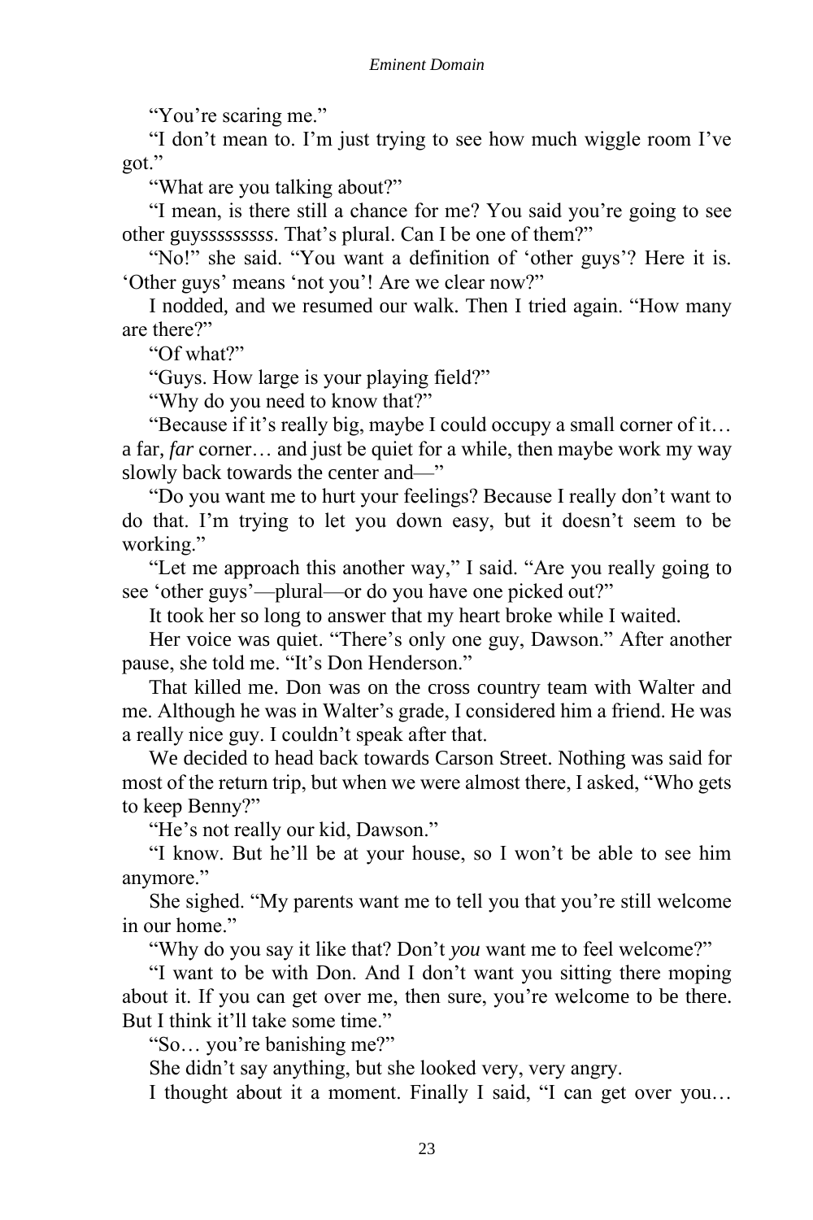"You're scaring me."

"I don't mean to. I'm just trying to see how much wiggle room I've got."

"What are you talking about?"

"I mean, is there still a chance for me? You said you're going to see other guy*sssssssss*. That's plural. Can I be one of them?"

"No!" she said. "You want a definition of 'other guys'? Here it is. 'Other guys' means 'not you'! Are we clear now?"

I nodded, and we resumed our walk. Then I tried again. "How many are there?"

"Of what?"

"Guys. How large is your playing field?"

"Why do you need to know that?"

"Because if it's really big, maybe I could occupy a small corner of it… a far, *far* corner… and just be quiet for a while, then maybe work my way slowly back towards the center and—"

"Do you want me to hurt your feelings? Because I really don't want to do that. I'm trying to let you down easy, but it doesn't seem to be working."

"Let me approach this another way," I said. "Are you really going to see 'other guys'—plural—or do you have one picked out?"

It took her so long to answer that my heart broke while I waited.

Her voice was quiet. "There's only one guy, Dawson." After another pause, she told me. "It's Don Henderson."

That killed me. Don was on the cross country team with Walter and me. Although he was in Walter's grade, I considered him a friend. He was a really nice guy. I couldn't speak after that.

We decided to head back towards Carson Street. Nothing was said for most of the return trip, but when we were almost there, I asked, "Who gets to keep Benny?"

"He's not really our kid, Dawson."

"I know. But he'll be at your house, so I won't be able to see him anymore."

She sighed. "My parents want me to tell you that you're still welcome in our home."

"Why do you say it like that? Don't *you* want me to feel welcome?"

"I want to be with Don. And I don't want you sitting there moping about it. If you can get over me, then sure, you're welcome to be there. But I think it'll take some time."

"So… you're banishing me?"

She didn't say anything, but she looked very, very angry.

I thought about it a moment. Finally I said, "I can get over you…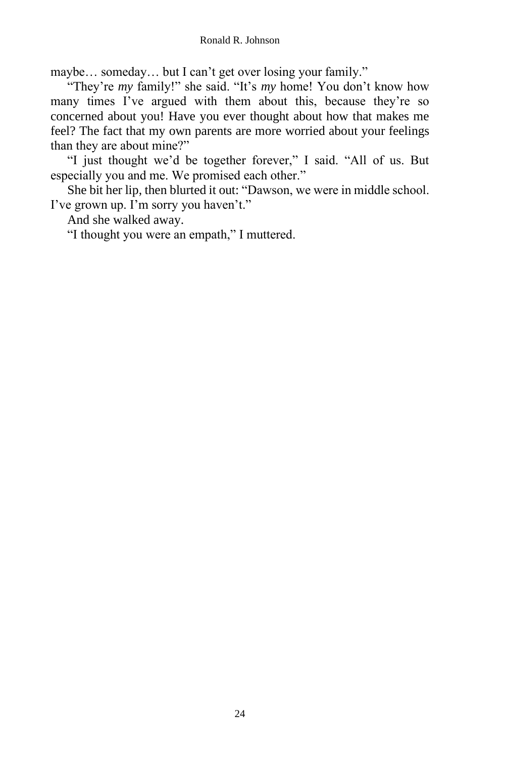maybe… someday… but I can’t get over losing your family.”

“They’re *my* family!” she said. “It’s *my* home! You don’t know how many times I’ve argued with them about this, because they’re so concerned about you! Have you ever thought about how that makes me feel? The fact that my own parents are more worried about your feelings than they are about mine?”

“I just thought we’d be together forever,” I said. “All of us. But especially you and me. We promised each other.”

She bit her lip, then blurted it out: “Dawson, we were in middle school. I’ve grown up. I’m sorry you haven’t.”

And she walked away.

“I thought you were an empath,” I muttered.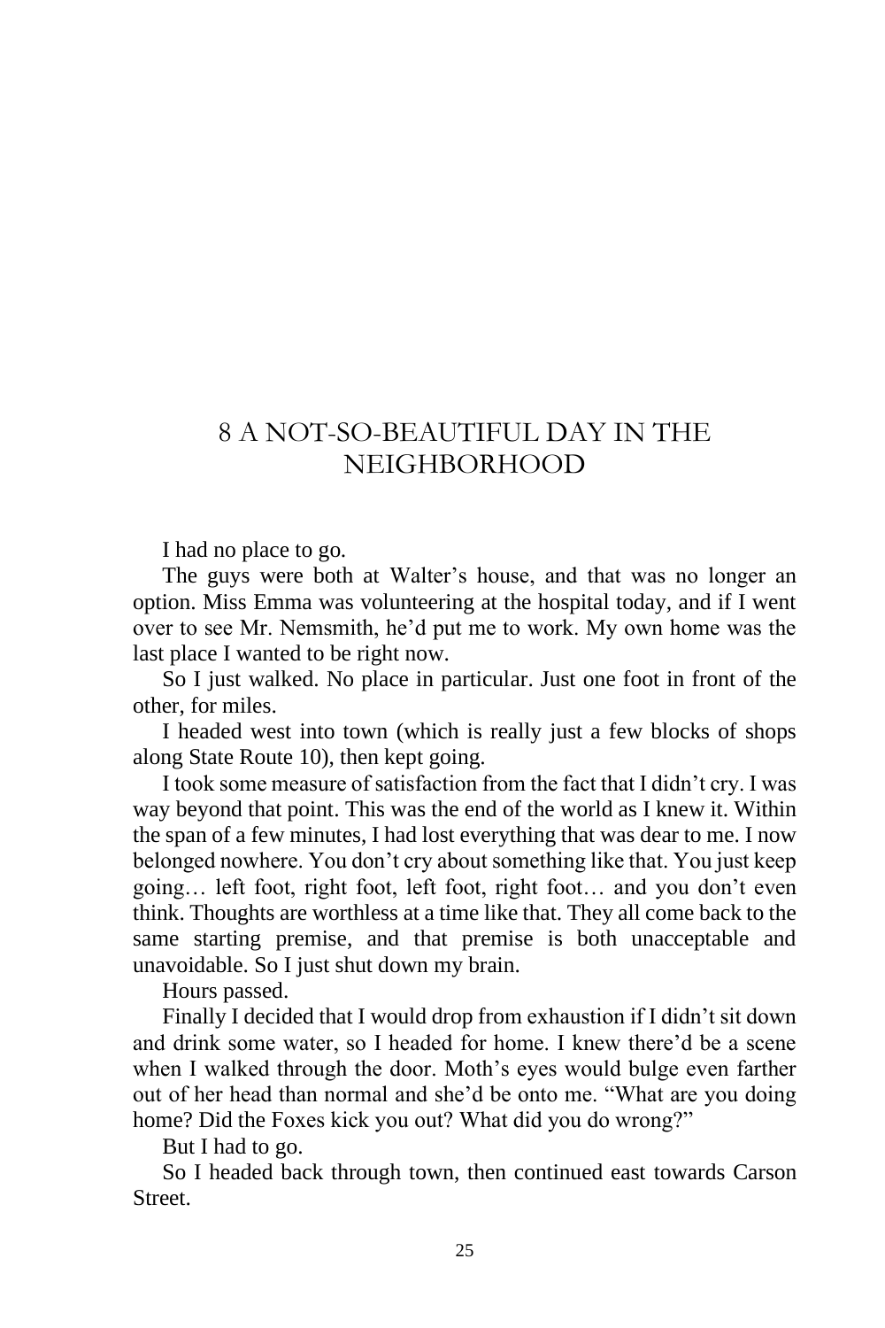# 8 A NOT-SO-BEAUTIFUL DAY IN THE NEIGHBORHOOD

I had no place to go.

The guys were both at Walter's house, and that was no longer an option. Miss Emma was volunteering at the hospital today, and if I went over to see Mr. Nemsmith, he'd put me to work. My own home was the last place I wanted to be right now.

So I just walked. No place in particular. Just one foot in front of the other, for miles.

I headed west into town (which is really just a few blocks of shops along State Route 10), then kept going.

I took some measure of satisfaction from the fact that I didn't cry. I was way beyond that point. This was the end of the world as I knew it. Within the span of a few minutes, I had lost everything that was dear to me. I now belonged nowhere. You don't cry about something like that. You just keep going… left foot, right foot, left foot, right foot… and you don't even think. Thoughts are worthless at a time like that. They all come back to the same starting premise, and that premise is both unacceptable and unavoidable. So I just shut down my brain.

Hours passed.

Finally I decided that I would drop from exhaustion if I didn't sit down and drink some water, so I headed for home. I knew there'd be a scene when I walked through the door. Moth's eyes would bulge even farther out of her head than normal and she'd be onto me. "What are you doing home? Did the Foxes kick you out? What did you do wrong?"

But I had to go.

So I headed back through town, then continued east towards Carson Street.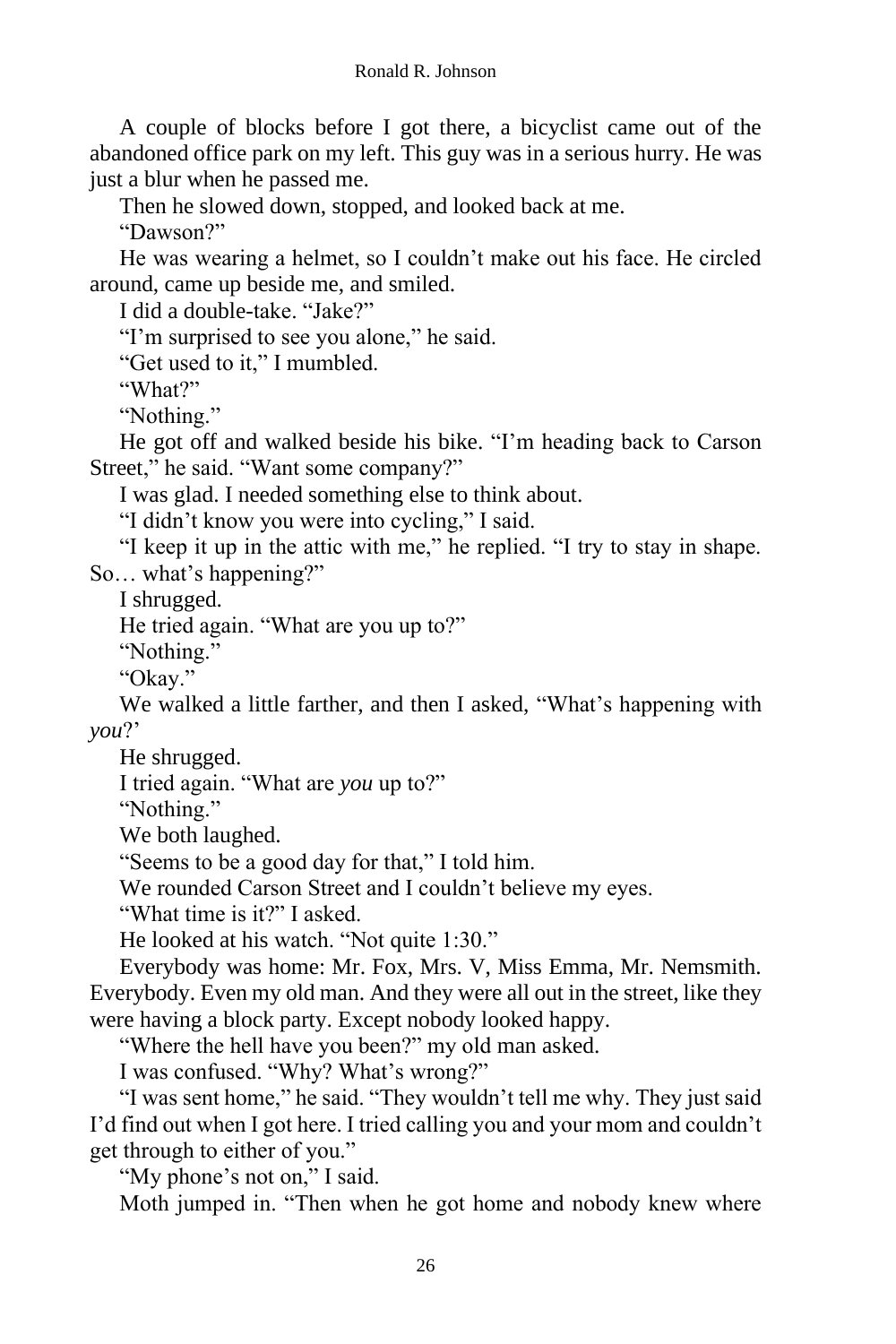A couple of blocks before I got there, a bicyclist came out of the abandoned office park on my left. This guy was in a serious hurry. He was just a blur when he passed me.

Then he slowed down, stopped, and looked back at me.

"Dawson?"

He was wearing a helmet, so I couldn't make out his face. He circled around, came up beside me, and smiled.

I did a double-take. "Jake?"

"I'm surprised to see you alone," he said.

"Get used to it," I mumbled.

"What?"

"Nothing."

He got off and walked beside his bike. "I'm heading back to Carson Street," he said. "Want some company?"

I was glad. I needed something else to think about.

"I didn't know you were into cycling," I said.

"I keep it up in the attic with me," he replied. "I try to stay in shape. So… what's happening?"

I shrugged.

He tried again. "What are you up to?"

"Nothing."

"Okay."

We walked a little farther, and then I asked, "What's happening with *you*?'

He shrugged.

I tried again. "What are *you* up to?"

"Nothing."

We both laughed.

"Seems to be a good day for that," I told him.

We rounded Carson Street and I couldn't believe my eyes.

"What time is it?" I asked.

He looked at his watch. "Not quite 1:30."

Everybody was home: Mr. Fox, Mrs. V, Miss Emma, Mr. Nemsmith. Everybody. Even my old man. And they were all out in the street, like they were having a block party. Except nobody looked happy.

"Where the hell have you been?" my old man asked.

I was confused. "Why? What's wrong?"

"I was sent home," he said. "They wouldn't tell me why. They just said I'd find out when I got here. I tried calling you and your mom and couldn't get through to either of you."

"My phone's not on," I said.

Moth jumped in. "Then when he got home and nobody knew where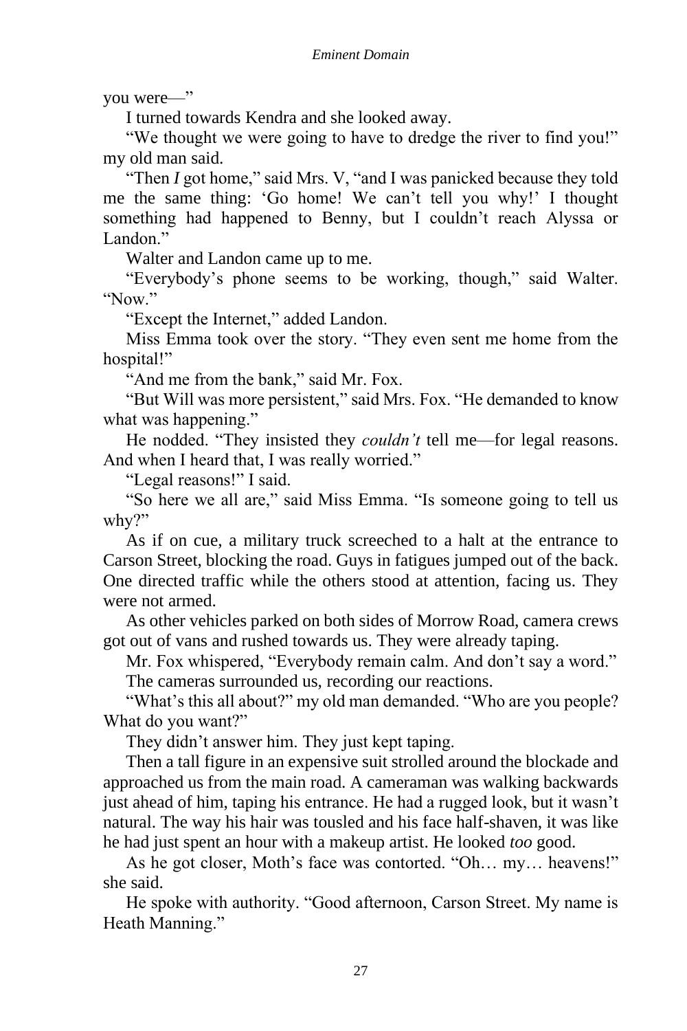you were—"

I turned towards Kendra and she looked away.

"We thought we were going to have to dredge the river to find you!" my old man said.

"Then *I* got home," said Mrs. V, "and I was panicked because they told me the same thing: 'Go home! We can't tell you why!' I thought something had happened to Benny, but I couldn't reach Alyssa or Landon."

Walter and Landon came up to me.

"Everybody's phone seems to be working, though," said Walter. "Now."

"Except the Internet," added Landon.

Miss Emma took over the story. "They even sent me home from the hospital!"

"And me from the bank," said Mr. Fox.

"But Will was more persistent," said Mrs. Fox. "He demanded to know what was happening."

He nodded. "They insisted they *couldn't* tell me—for legal reasons. And when I heard that, I was really worried."

"Legal reasons!" I said.

"So here we all are," said Miss Emma. "Is someone going to tell us why?"

As if on cue, a military truck screeched to a halt at the entrance to Carson Street, blocking the road. Guys in fatigues jumped out of the back. One directed traffic while the others stood at attention, facing us. They were not armed.

As other vehicles parked on both sides of Morrow Road, camera crews got out of vans and rushed towards us. They were already taping.

Mr. Fox whispered, "Everybody remain calm. And don't say a word."

The cameras surrounded us, recording our reactions.

"What's this all about?" my old man demanded. "Who are you people? What do you want?"

They didn't answer him. They just kept taping.

Then a tall figure in an expensive suit strolled around the blockade and approached us from the main road. A cameraman was walking backwards just ahead of him, taping his entrance. He had a rugged look, but it wasn't natural. The way his hair was tousled and his face half-shaven, it was like he had just spent an hour with a makeup artist. He looked *too* good.

As he got closer, Moth's face was contorted. "Oh… my… heavens!" she said.

He spoke with authority. "Good afternoon, Carson Street. My name is Heath Manning."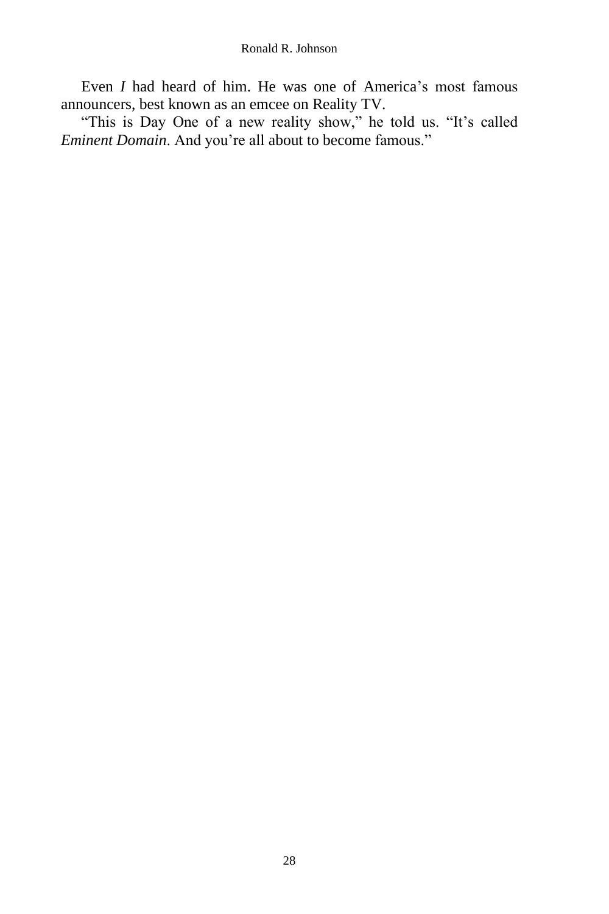Even *I* had heard of him. He was one of America's most famous announcers, best known as an emcee on Reality TV.

"This is Day One of a new reality show," he told us. "It's called *Eminent Domain*. And you're all about to become famous."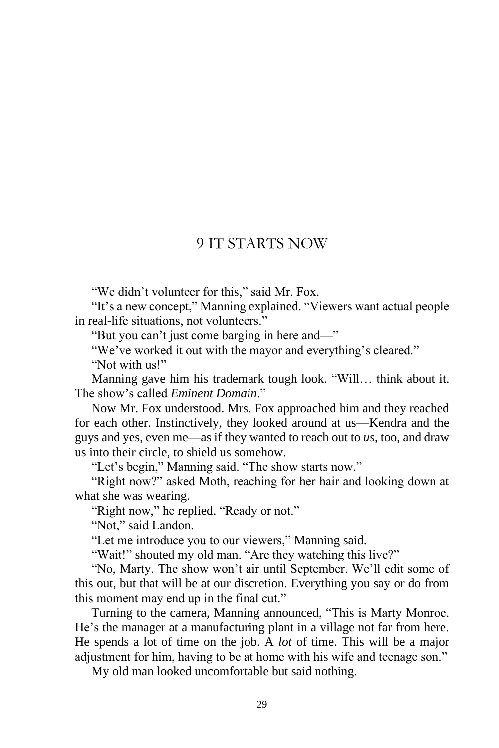# 9 IT STARTS NOW

"We didn't volunteer for this," said Mr. Fox.

"It's a new concept," Manning explained. "Viewers want actual people in real-life situations, not volunteers."

"But you can't just come barging in here and—"

"We've worked it out with the mayor and everything's cleared."

"Not with us!"

Manning gave him his trademark tough look. "Will… think about it. The show's called *Eminent Domain*."

Now Mr. Fox understood. Mrs. Fox approached him and they reached for each other. Instinctively, they looked around at us—Kendra and the guys and yes, even me—as if they wanted to reach out to *us*, too, and draw us into their circle, to shield us somehow.

"Let's begin," Manning said. "The show starts now."

"Right now?" asked Moth, reaching for her hair and looking down at what she was wearing.

"Right now," he replied. "Ready or not."

"Not," said Landon.

"Let me introduce you to our viewers," Manning said.

"Wait!" shouted my old man. "Are they watching this live?"

"No, Marty. The show won't air until September. We'll edit some of this out, but that will be at our discretion. Everything you say or do from this moment may end up in the final cut."

Turning to the camera, Manning announced, "This is Marty Monroe. He's the manager at a manufacturing plant in a village not far from here. He spends a lot of time on the job. A *lot* of time. This will be a major adjustment for him, having to be at home with his wife and teenage son."

My old man looked uncomfortable but said nothing.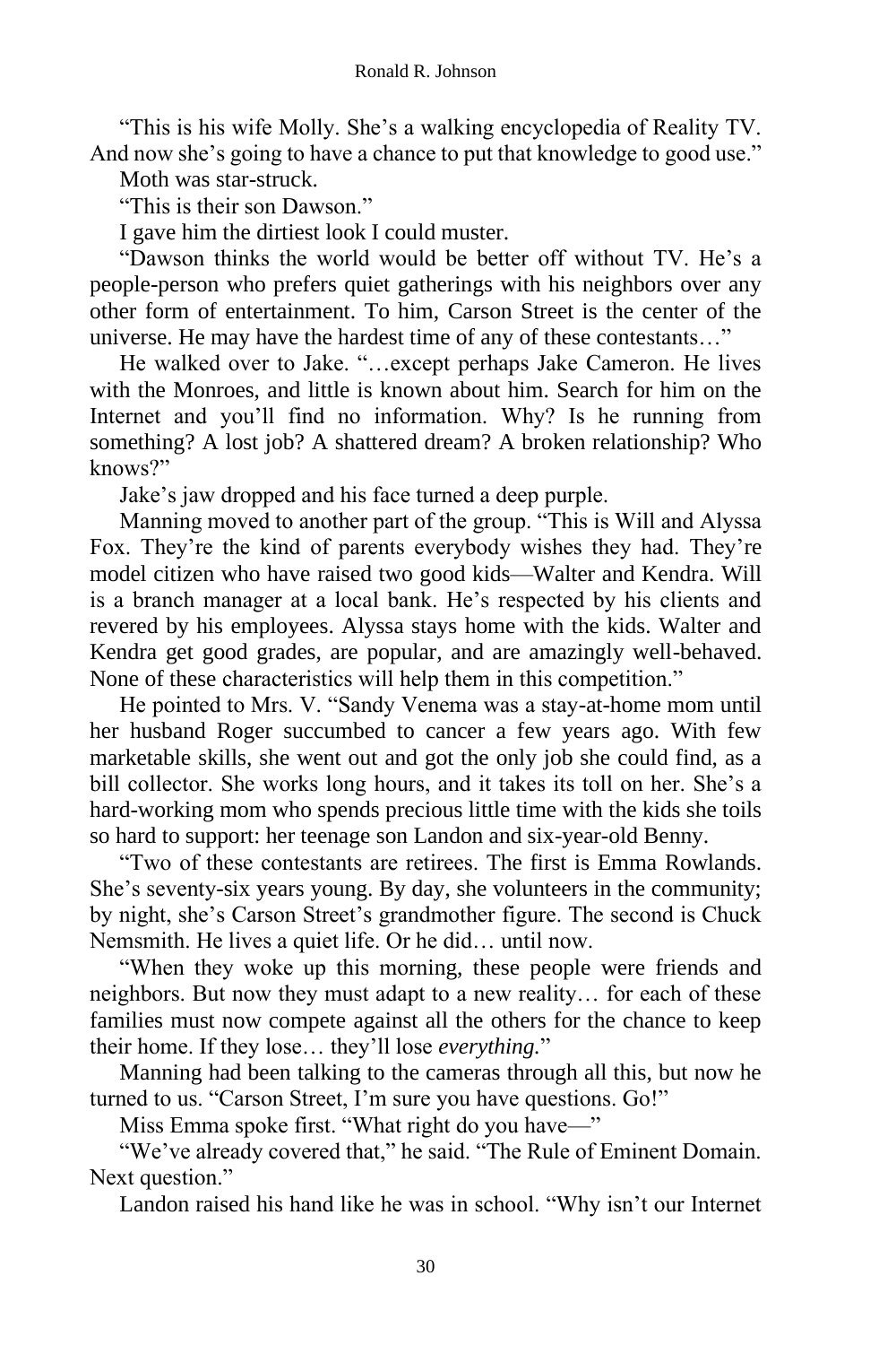"This is his wife Molly. She's a walking encyclopedia of Reality TV. And now she's going to have a chance to put that knowledge to good use."

Moth was star-struck.

"This is their son Dawson."

I gave him the dirtiest look I could muster.

"Dawson thinks the world would be better off without TV. He's a people-person who prefers quiet gatherings with his neighbors over any other form of entertainment. To him, Carson Street is the center of the universe. He may have the hardest time of any of these contestants…"

He walked over to Jake. "…except perhaps Jake Cameron. He lives with the Monroes, and little is known about him. Search for him on the Internet and you'll find no information. Why? Is he running from something? A lost job? A shattered dream? A broken relationship? Who knows?"

Jake's jaw dropped and his face turned a deep purple.

Manning moved to another part of the group. "This is Will and Alyssa Fox. They're the kind of parents everybody wishes they had. They're model citizen who have raised two good kids—Walter and Kendra. Will is a branch manager at a local bank. He's respected by his clients and revered by his employees. Alyssa stays home with the kids. Walter and Kendra get good grades, are popular, and are amazingly well-behaved. None of these characteristics will help them in this competition."

He pointed to Mrs. V. "Sandy Venema was a stay-at-home mom until her husband Roger succumbed to cancer a few years ago. With few marketable skills, she went out and got the only job she could find, as a bill collector. She works long hours, and it takes its toll on her. She's a hard-working mom who spends precious little time with the kids she toils so hard to support: her teenage son Landon and six-year-old Benny.

"Two of these contestants are retirees. The first is Emma Rowlands. She's seventy-six years young. By day, she volunteers in the community; by night, she's Carson Street's grandmother figure. The second is Chuck Nemsmith. He lives a quiet life. Or he did… until now.

"When they woke up this morning, these people were friends and neighbors. But now they must adapt to a new reality… for each of these families must now compete against all the others for the chance to keep their home. If they lose… they'll lose *everything.*"

Manning had been talking to the cameras through all this, but now he turned to us. "Carson Street, I'm sure you have questions. Go!"

Miss Emma spoke first. "What right do you have—"

"We've already covered that," he said. "The Rule of Eminent Domain. Next question."

Landon raised his hand like he was in school. "Why isn't our Internet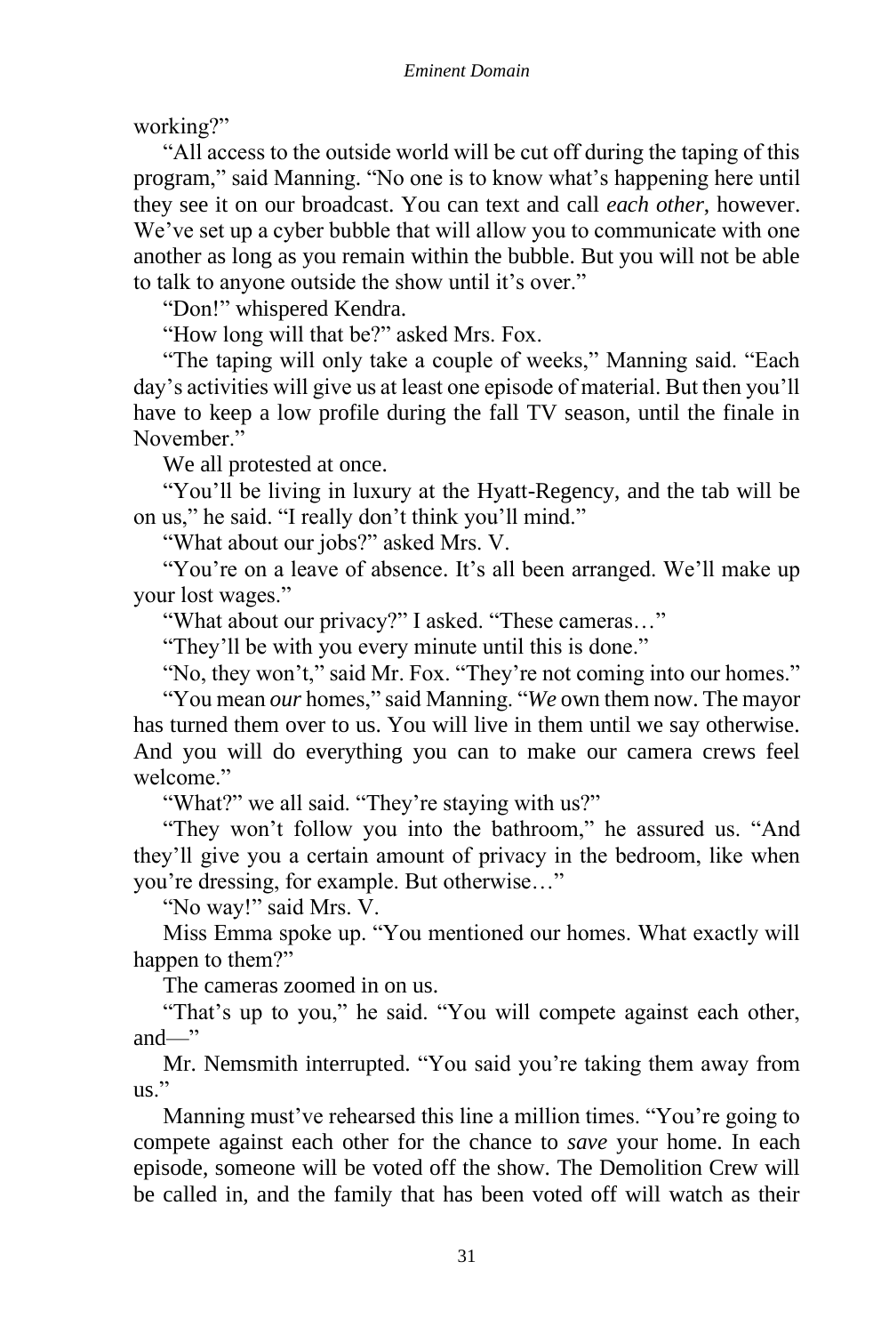working?"

"All access to the outside world will be cut off during the taping of this program," said Manning. "No one is to know what's happening here until they see it on our broadcast. You can text and call *each other*, however. We've set up a cyber bubble that will allow you to communicate with one another as long as you remain within the bubble. But you will not be able to talk to anyone outside the show until it's over."

"Don!" whispered Kendra.

"How long will that be?" asked Mrs. Fox.

"The taping will only take a couple of weeks," Manning said. "Each day's activities will give us at least one episode of material. But then you'll have to keep a low profile during the fall TV season, until the finale in November."

We all protested at once.

"You'll be living in luxury at the Hyatt-Regency, and the tab will be on us," he said. "I really don't think you'll mind."

"What about our jobs?" asked Mrs. V.

"You're on a leave of absence. It's all been arranged. We'll make up your lost wages."

"What about our privacy?" I asked. "These cameras…"

"They'll be with you every minute until this is done."

"No, they won't," said Mr. Fox. "They're not coming into our homes."

"You mean *our* homes," said Manning. "*We* own them now. The mayor has turned them over to us. You will live in them until we say otherwise. And you will do everything you can to make our camera crews feel welcome."

"What?" we all said. "They're staying with us?"

"They won't follow you into the bathroom," he assured us. "And they'll give you a certain amount of privacy in the bedroom, like when you're dressing, for example. But otherwise…"

"No way!" said Mrs. V.

Miss Emma spoke up. "You mentioned our homes. What exactly will happen to them?"

The cameras zoomed in on us.

"That's up to you," he said. "You will compete against each other, and—"

Mr. Nemsmith interrupted. "You said you're taking them away from us."

Manning must've rehearsed this line a million times. "You're going to compete against each other for the chance to *save* your home. In each episode, someone will be voted off the show. The Demolition Crew will be called in, and the family that has been voted off will watch as their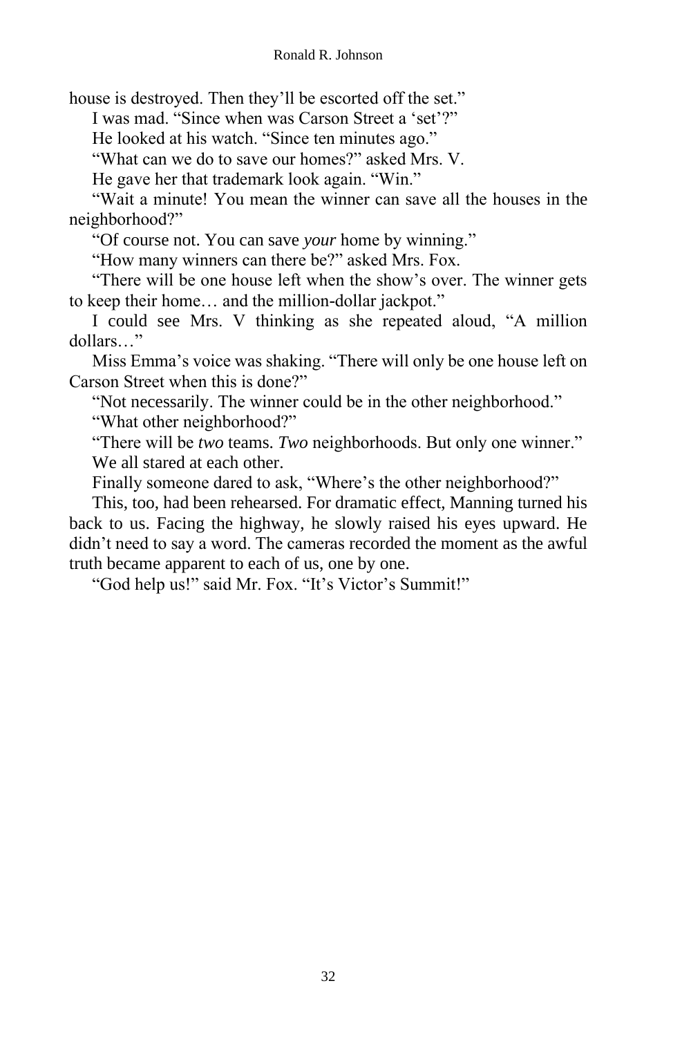house is destroyed. Then they'll be escorted off the set."

I was mad. "Since when was Carson Street a 'set'?"

He looked at his watch. "Since ten minutes ago."

"What can we do to save our homes?" asked Mrs. V.

He gave her that trademark look again. "Win."

"Wait a minute! You mean the winner can save all the houses in the neighborhood?"

"Of course not. You can save *your* home by winning."

"How many winners can there be?" asked Mrs. Fox.

"There will be one house left when the show's over. The winner gets to keep their home… and the million-dollar jackpot."

I could see Mrs. V thinking as she repeated aloud, "A million dollars…"

Miss Emma's voice was shaking. "There will only be one house left on Carson Street when this is done?"

"Not necessarily. The winner could be in the other neighborhood."

"What other neighborhood?"

"There will be *two* teams. *Two* neighborhoods. But only one winner."

We all stared at each other.

Finally someone dared to ask, "Where's the other neighborhood?"

This, too, had been rehearsed. For dramatic effect, Manning turned his back to us. Facing the highway, he slowly raised his eyes upward. He didn't need to say a word. The cameras recorded the moment as the awful truth became apparent to each of us, one by one.

"God help us!" said Mr. Fox. "It's Victor's Summit!"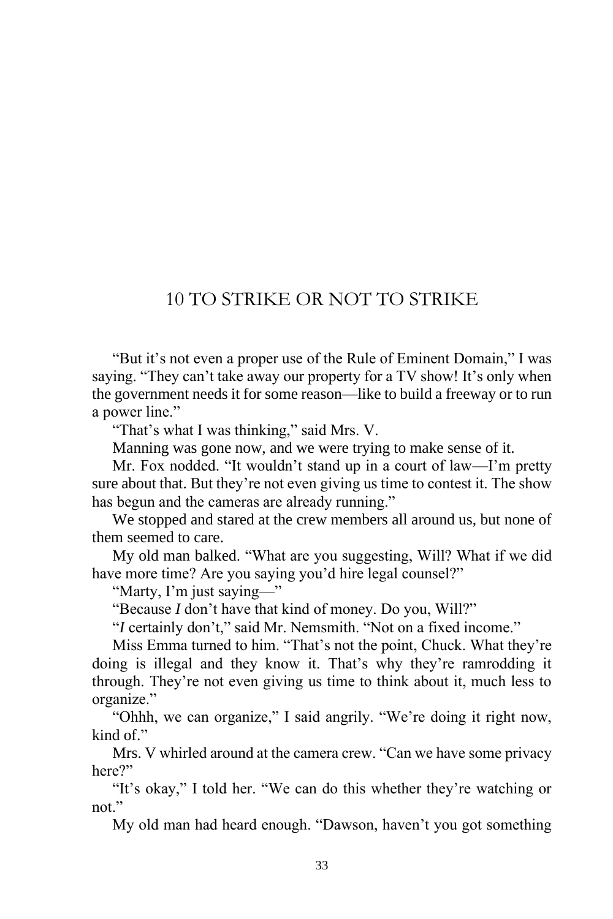# 10 TO STRIKE OR NOT TO STRIKE

"But it's not even a proper use of the Rule of Eminent Domain," I was saying. "They can't take away our property for a TV show! It's only when the government needs it for some reason—like to build a freeway or to run a power line."

"That's what I was thinking," said Mrs. V.

Manning was gone now, and we were trying to make sense of it.

Mr. Fox nodded. "It wouldn't stand up in a court of law—I'm pretty sure about that. But they're not even giving us time to contest it. The show has begun and the cameras are already running."

We stopped and stared at the crew members all around us, but none of them seemed to care.

My old man balked. "What are you suggesting, Will? What if we did have more time? Are you saying you'd hire legal counsel?"

"Marty, I'm just saying—"

"Because *I* don't have that kind of money. Do you, Will?"

"*I* certainly don't," said Mr. Nemsmith. "Not on a fixed income."

Miss Emma turned to him. "That's not the point, Chuck. What they're doing is illegal and they know it. That's why they're ramrodding it through. They're not even giving us time to think about it, much less to organize."

"Ohhh, we can organize," I said angrily. "We're doing it right now, kind of."

Mrs. V whirled around at the camera crew. "Can we have some privacy here?"

"It's okay," I told her. "We can do this whether they're watching or not."

My old man had heard enough. "Dawson, haven't you got something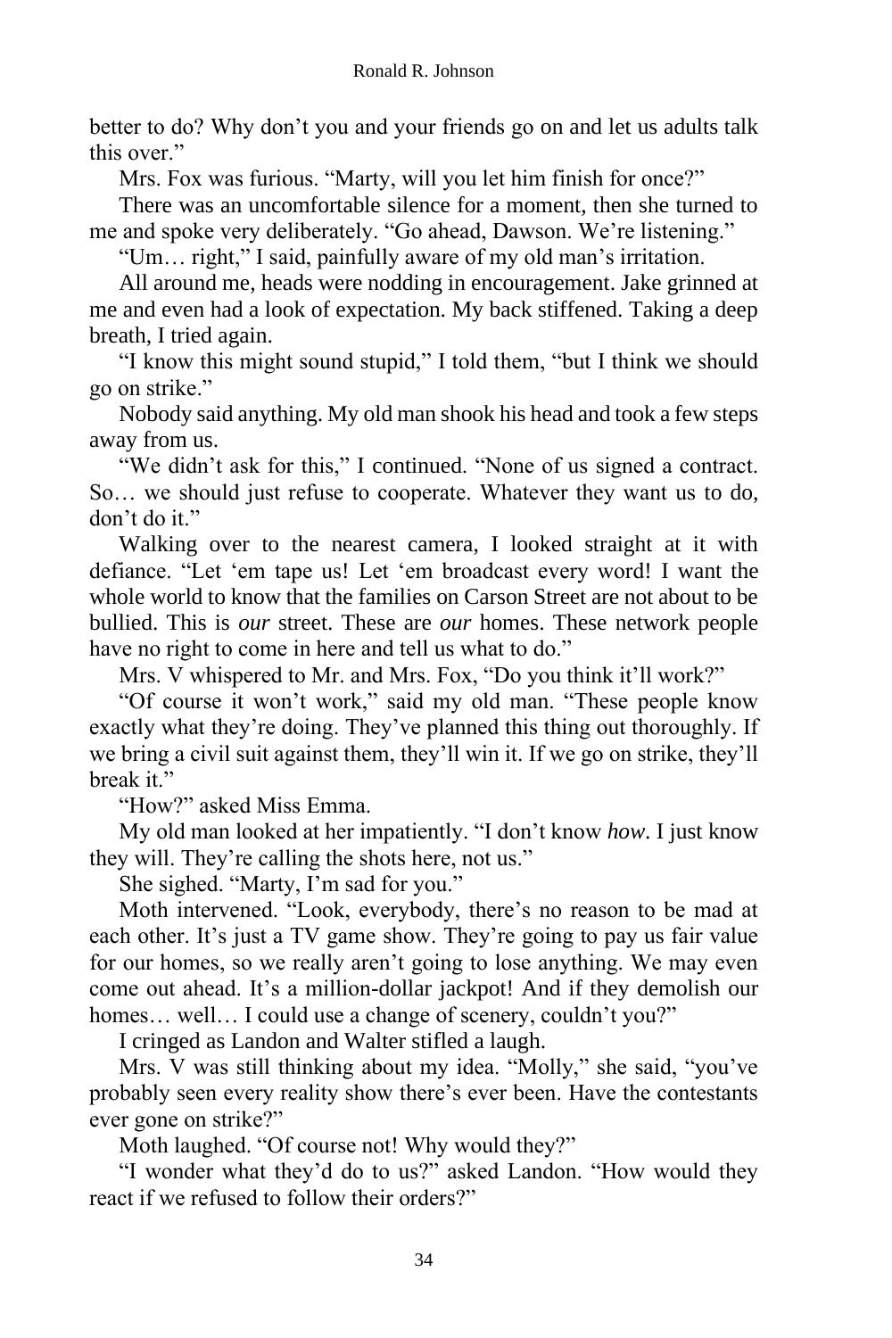better to do? Why don't you and your friends go on and let us adults talk this over."

Mrs. Fox was furious. "Marty, will you let him finish for once?"

There was an uncomfortable silence for a moment, then she turned to me and spoke very deliberately. "Go ahead, Dawson. We're listening."

"Um… right," I said, painfully aware of my old man's irritation.

All around me, heads were nodding in encouragement. Jake grinned at me and even had a look of expectation. My back stiffened. Taking a deep breath, I tried again.

"I know this might sound stupid," I told them, "but I think we should go on strike."

Nobody said anything. My old man shook his head and took a few steps away from us.

"We didn't ask for this," I continued. "None of us signed a contract. So… we should just refuse to cooperate. Whatever they want us to do, don't do it."

Walking over to the nearest camera, I looked straight at it with defiance. "Let 'em tape us! Let 'em broadcast every word! I want the whole world to know that the families on Carson Street are not about to be bullied. This is *our* street. These are *our* homes. These network people have no right to come in here and tell us what to do."

Mrs. V whispered to Mr. and Mrs. Fox, "Do you think it'll work?"

"Of course it won't work," said my old man. "These people know exactly what they're doing. They've planned this thing out thoroughly. If we bring a civil suit against them, they'll win it. If we go on strike, they'll break it."

"How?" asked Miss Emma.

My old man looked at her impatiently. "I don't know *how*. I just know they will. They're calling the shots here, not us."

She sighed. "Marty, I'm sad for you."

Moth intervened. "Look, everybody, there's no reason to be mad at each other. It's just a TV game show. They're going to pay us fair value for our homes, so we really aren't going to lose anything. We may even come out ahead. It's a million-dollar jackpot! And if they demolish our homes… well… I could use a change of scenery, couldn't you?"

I cringed as Landon and Walter stifled a laugh.

Mrs. V was still thinking about my idea. "Molly," she said, "you've probably seen every reality show there's ever been. Have the contestants ever gone on strike?"

Moth laughed. "Of course not! Why would they?"

"I wonder what they'd do to us?" asked Landon. "How would they react if we refused to follow their orders?"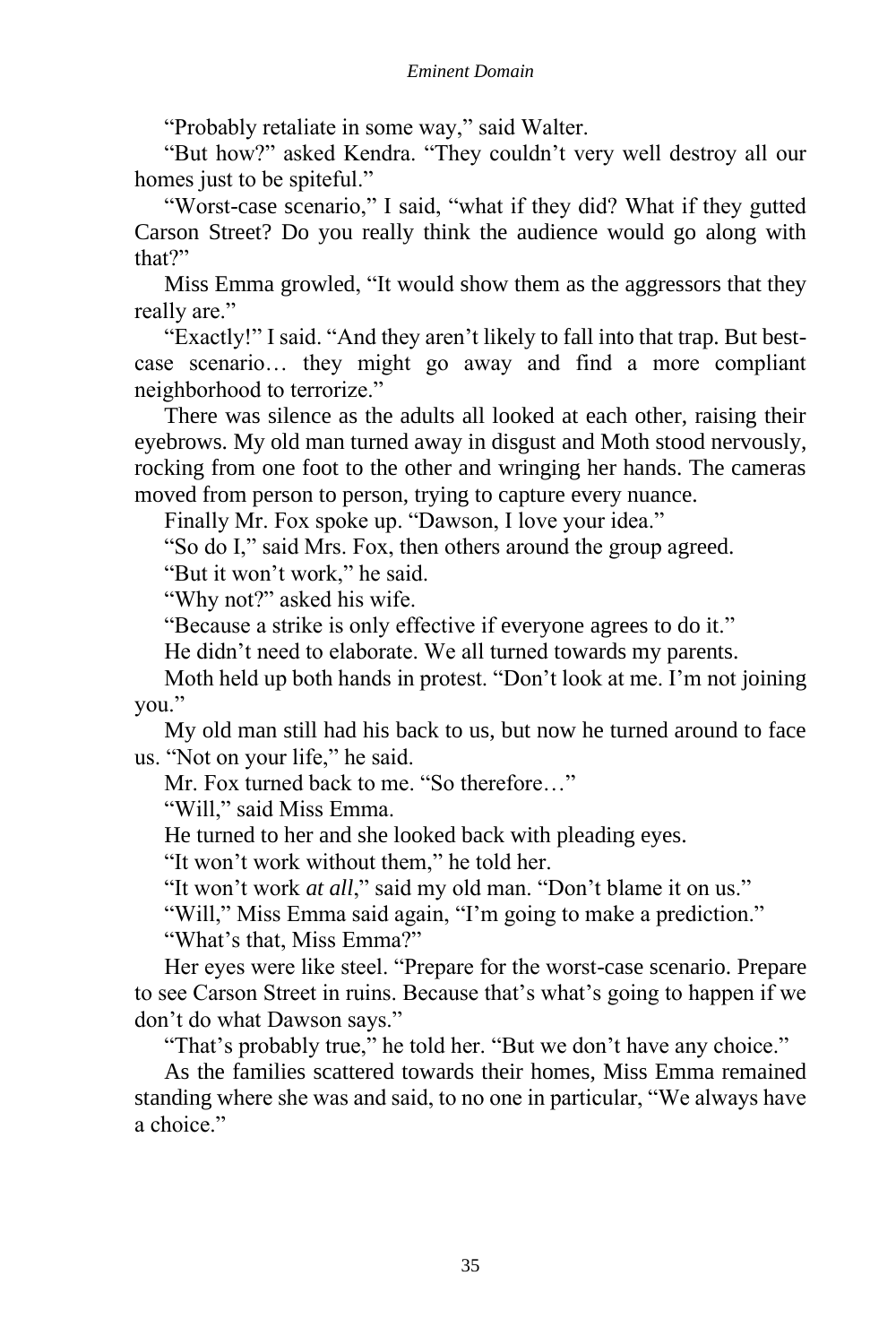"Probably retaliate in some way," said Walter.

"But how?" asked Kendra. "They couldn't very well destroy all our homes just to be spiteful."

"Worst-case scenario," I said, "what if they did? What if they gutted Carson Street? Do you really think the audience would go along with that?"

Miss Emma growled, "It would show them as the aggressors that they really are."

"Exactly!" I said. "And they aren't likely to fall into that trap. But best-case scenario… they might go away and find a more compliant neighborhood to terrorize."

There was silence as the adults all looked at each other, raising their eyebrows. My old man turned away in disgust and Moth stood nervously, rocking from one foot to the other and wringing her hands. The cameras moved from person to person, trying to capture every nuance.

Finally Mr. Fox spoke up. "Dawson, I love your idea."

"So do I," said Mrs. Fox, then others around the group agreed.

"But it won't work," he said.

"Why not?" asked his wife.

"Because a strike is only effective if everyone agrees to do it."

He didn't need to elaborate. We all turned towards my parents.

Moth held up both hands in protest. "Don't look at me. I'm not joining you."

My old man still had his back to us, but now he turned around to face us. "Not on your life," he said.

Mr. Fox turned back to me. "So therefore…"

"Will," said Miss Emma.

He turned to her and she looked back with pleading eyes.

"It won't work without them," he told her.

"It won't work *at all*," said my old man. "Don't blame it on us."

"Will," Miss Emma said again, "I'm going to make a prediction."

"What's that, Miss Emma?"

Her eyes were like steel. "Prepare for the worst-case scenario. Prepare to see Carson Street in ruins. Because that's what's going to happen if we don't do what Dawson says."

"That's probably true," he told her. "But we don't have any choice."

As the families scattered towards their homes, Miss Emma remained standing where she was and said, to no one in particular, "We always have a choice."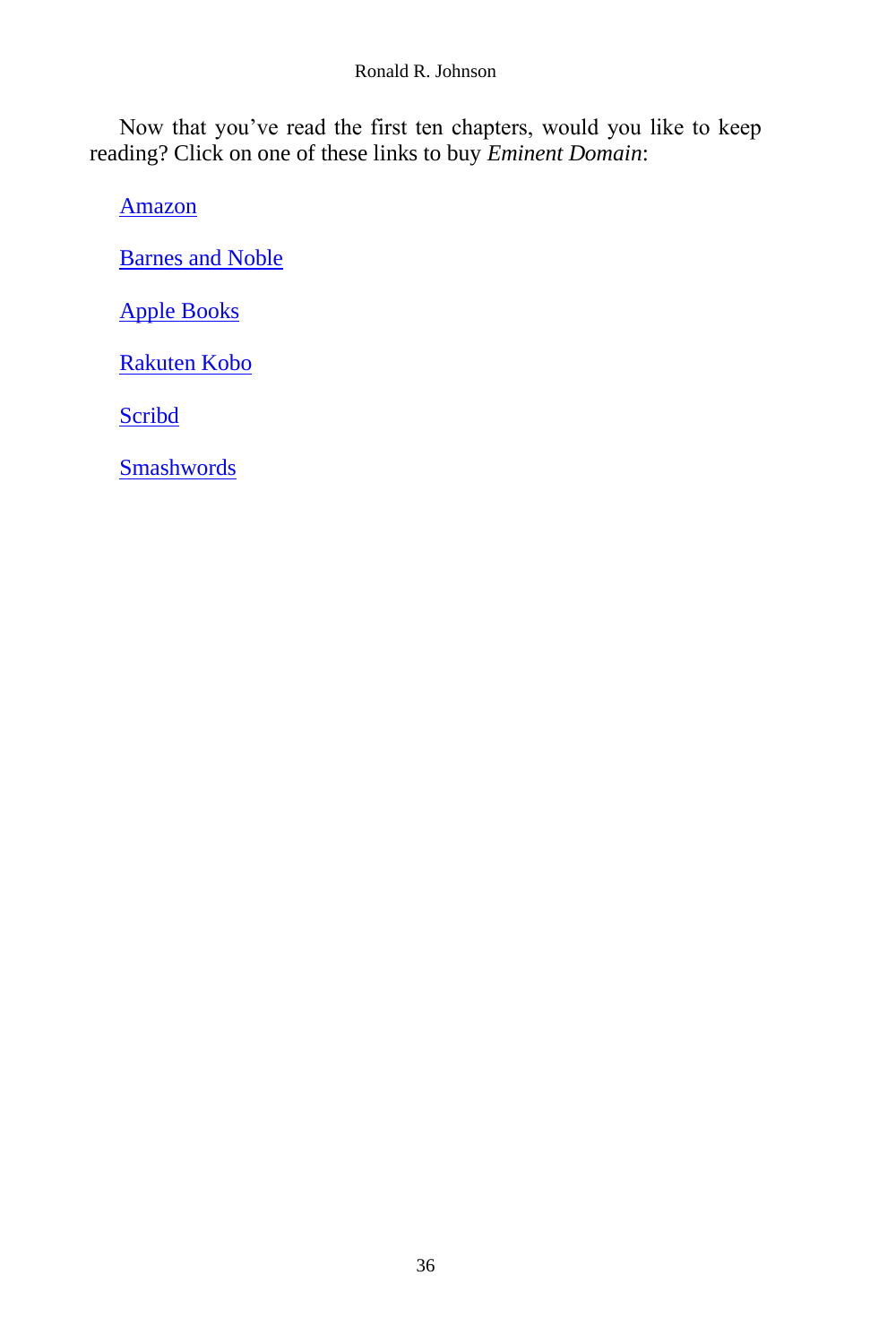Now that you've read the first ten chapters, would you like to keep reading? Click on one of these links to buy *Eminent Domain*:

Amazon

Barnes and Noble

Apple Books

Rakuten Kobo

Scribd

Smashwords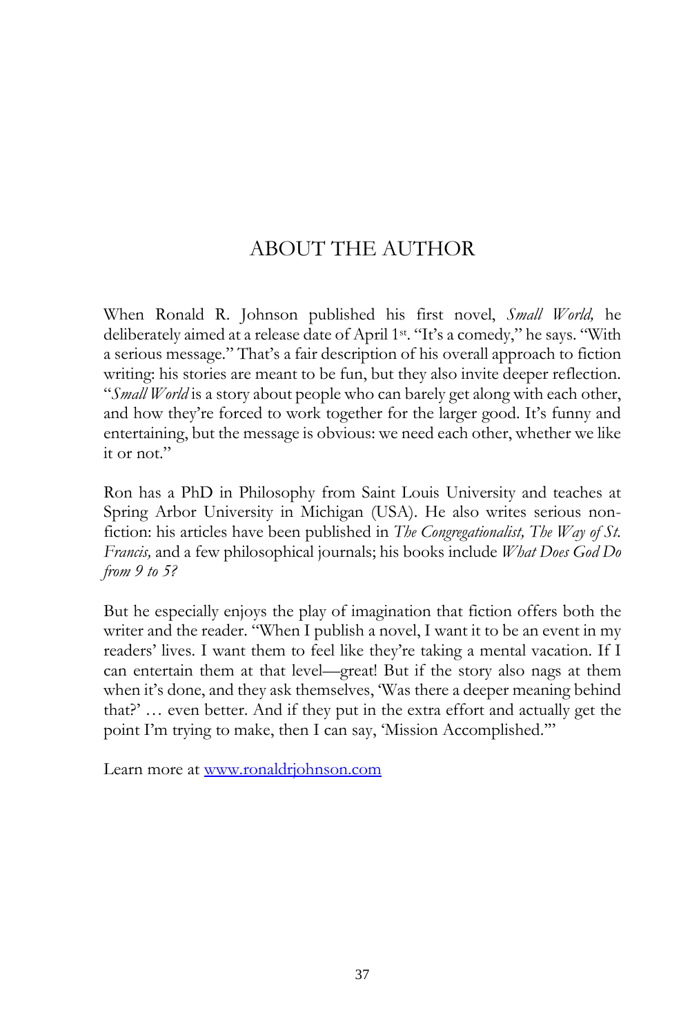# ABOUT THE AUTHOR

When Ronald R. Johnson published his first novel, *Small World,* he deliberately aimed at a release date of April 1st. "It's a comedy," he says. "With a serious message." That's a fair description of his overall approach to fiction writing: his stories are meant to be fun, but they also invite deeper reflection. "*Small World* is a story about people who can barely get along with each other, and how they're forced to work together for the larger good. It's funny and entertaining, but the message is obvious: we need each other, whether we like it or not."

Ron has a PhD in Philosophy from Saint Louis University and teaches at Spring Arbor University in Michigan (USA). He also writes serious non-fiction: his articles have been published in *The Congregationalist, The Way of St. Francis,* and a few philosophical journals; his books include *What Does God Do from 9 to 5?*

But he especially enjoys the play of imagination that fiction offers both the writer and the reader. "When I publish a novel, I want it to be an event in my readers' lives. I want them to feel like they're taking a mental vacation. If I can entertain them at that level—great! But if the story also nags at them when it's done, and they ask themselves, 'Was there a deeper meaning behind that?' … even better. And if they put in the extra effort and actually get the point I'm trying to make, then I can say, 'Mission Accomplished.'"

Learn more at [www.ronaldrjohnson.com](http://www.ronaldrjohnson.com)